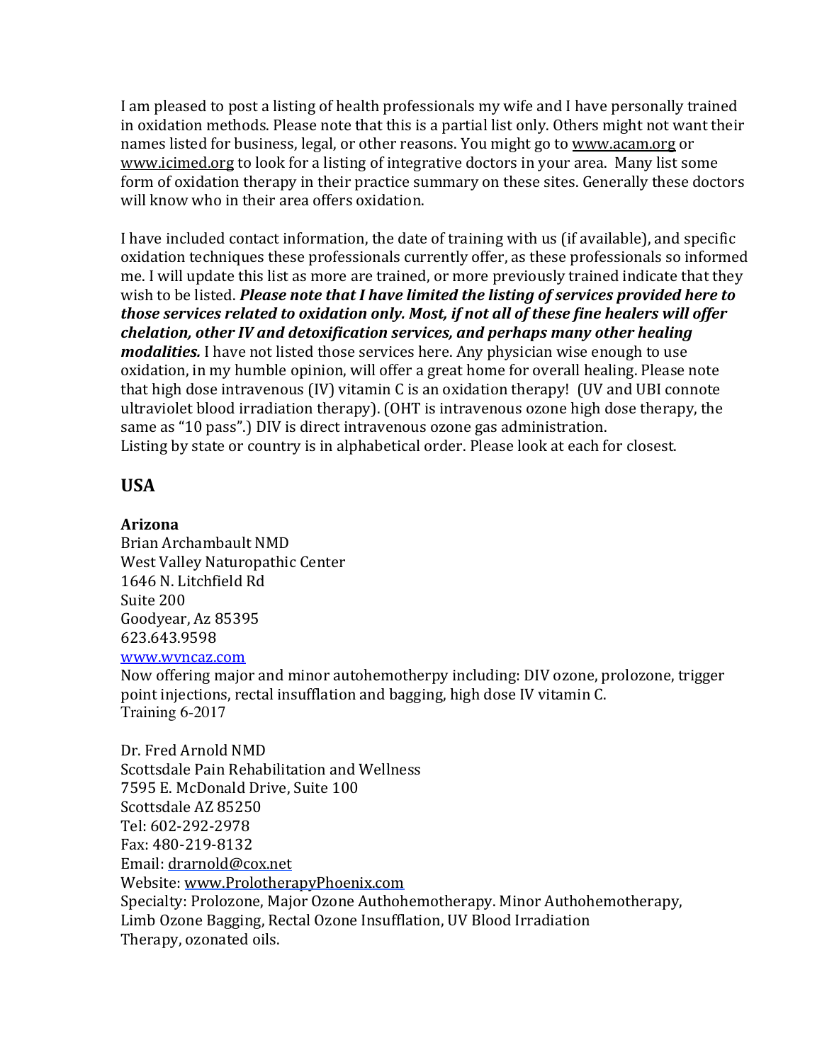I am pleased to post a listing of health professionals my wife and I have personally trained in oxidation methods. Please note that this is a partial list only. Others might not want their names listed for business, legal, or other reasons. You might go to www.acam.org or www.icimed.org to look for a listing of integrative doctors in your area. Many list some form of oxidation therapy in their practice summary on these sites. Generally these doctors will know who in their area offers oxidation.

I have included contact information, the date of training with us (if available), and specific oxidation techniques these professionals currently offer, as these professionals so informed me. I will update this list as more are trained, or more previously trained indicate that they wish to be listed. ***Please note that I have limited the listing of services provided here to those services related to oxidation only. Most, if not all of these fine healers will offer chelation, other IV and detoxification services, and perhaps many other healing modalities.*** I have not listed those services here. Any physician wise enough to use oxidation, in my humble opinion, will offer a great home for overall healing. Please note that high dose intravenous (IV) vitamin C is an oxidation therapy! (UV and UBI connote ultraviolet blood irradiation therapy). (OHT is intravenous ozone high dose therapy, the same as "10 pass".) DIV is direct intravenous ozone gas administration.
Listing by state or country is in alphabetical order. Please look at each for closest.

## USA

### Arizona

Brian Archambault NMD
West Valley Naturopathic Center
1646 N. Litchfield Rd
Suite 200
Goodyear, Az 85395
623.643.9598
www.wvncaz.com
Now offering major and minor autohemotherpy including: DIV ozone, prolozone, trigger point injections, rectal insufflation and bagging, high dose IV vitamin C.
Training 6-2017

Dr. Fred Arnold NMD
Scottsdale Pain Rehabilitation and Wellness
7595 E. McDonald Drive, Suite 100
Scottsdale AZ 85250
Tel: 602-292-2978
Fax: 480-219-8132
Email: drarnold@cox.net
Website: www.ProlotherapyPhoenix.com
Specialty: Prolozone, Major Ozone Authohemotherapy. Minor Authohemotherapy, Limb Ozone Bagging, Rectal Ozone Insufflation, UV Blood Irradiation Therapy, ozonated oils.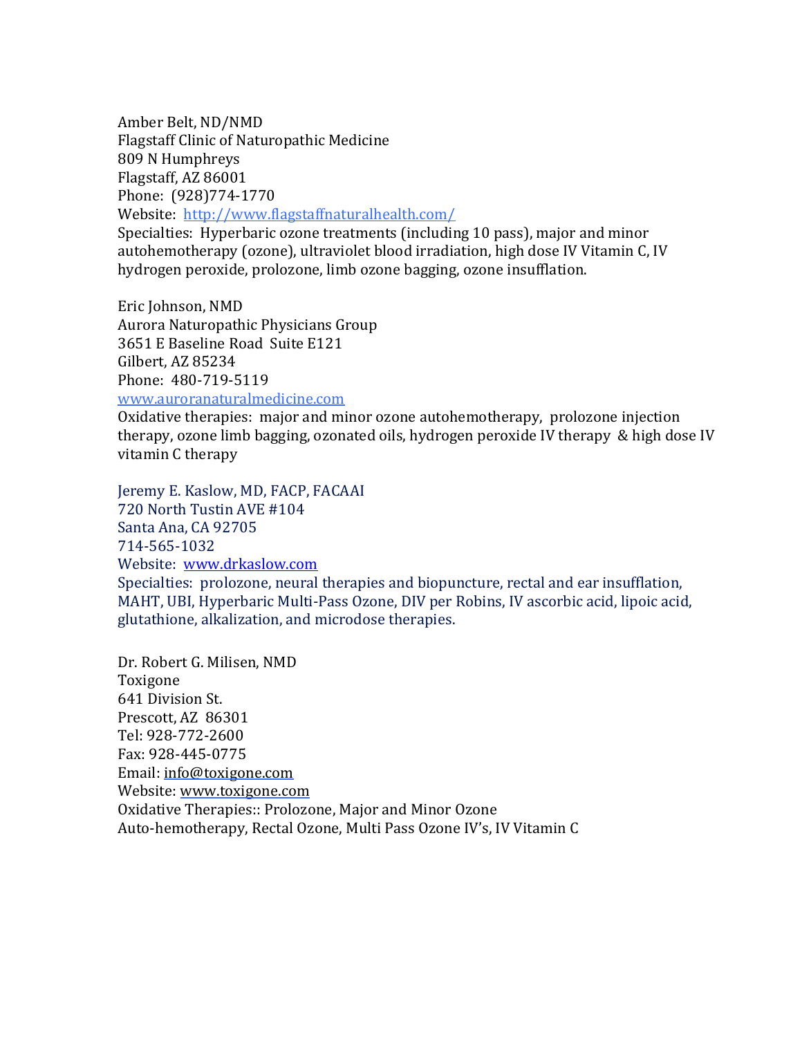Amber Belt, ND/NMD
Flagstaff Clinic of Naturopathic Medicine
809 N Humphreys
Flagstaff, AZ 86001
Phone: (928)774-1770
Website: [http://www.flagstaffnaturalhealth.com/](http://www.flagstaffnaturalhealth.com/)
Specialties: Hyperbaric ozone treatments (including 10 pass), major and minor autohemotherapy (ozone), ultraviolet blood irradiation, high dose IV Vitamin C, IV hydrogen peroxide, prolozone, limb ozone bagging, ozone insufflation.

Eric Johnson, NMD
Aurora Naturopathic Physicians Group
3651 E Baseline Road Suite E121
Gilbert, AZ 85234
Phone: 480-719-5119
[www.auroranaturalmedicine.com](www.auroranaturalmedicine.com)
Oxidative therapies: major and minor ozone autohemotherapy, prolozone injection therapy, ozone limb bagging, ozonated oils, hydrogen peroxide IV therapy & high dose IV vitamin C therapy

Jeremy E. Kaslow, MD, FACP, FACAAI
720 North Tustin AVE #104
Santa Ana, CA 92705
714-565-1032
Website: [www.drkaslow.com](www.drkaslow.com)
Specialties: prolozone, neural therapies and biopuncture, rectal and ear insufflation, MAHT, UBI, Hyperbaric Multi-Pass Ozone, DIV per Robins, IV ascorbic acid, lipoic acid, glutathione, alkalization, and microdose therapies.

Dr. Robert G. Milisen, NMD
Toxigone
641 Division St.
Prescott, AZ 86301
Tel: 928-772-2600
Fax: 928-445-0775
Email: [info@toxigone.com](mailto:info@toxigone.com)
Website: [www.toxigone.com](www.toxigone.com)
Oxidative Therapies:: Prolozone, Major and Minor Ozone Auto-hemotherapy, Rectal Ozone, Multi Pass Ozone IV's, IV Vitamin C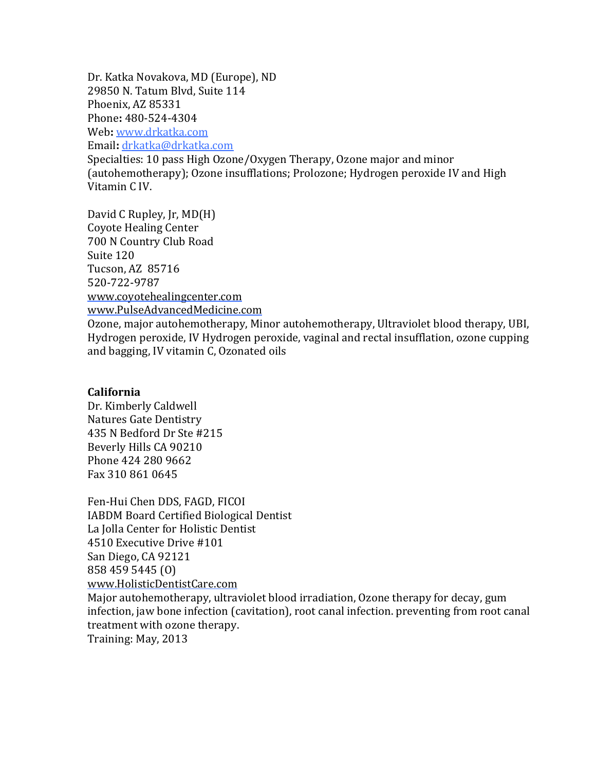Dr. Katka Novakova, MD (Europe), ND
29850 N. Tatum Blvd, Suite 114
Phoenix, AZ 85331
Phone**:** 480-524-4304
Web**:** [www.drkatka.com](www.drkatka.com)
Email**:** [drkatka@drkatka.com](mailto:drkatka@drkatka.com)
Specialties: 10 pass High Ozone/Oxygen Therapy, Ozone major and minor (autohemotherapy); Ozone insufflations; Prolozone; Hydrogen peroxide IV and High Vitamin C IV.

David C Rupley, Jr, MD(H)
Coyote Healing Center
700 N Country Club Road
Suite 120
Tucson, AZ 85716
520-722-9787
www.coyotehealingcenter.com
www.PulseAdvancedMedicine.com
Ozone, major autohemotherapy, Minor autohemotherapy, Ultraviolet blood therapy, UBI, Hydrogen peroxide, IV Hydrogen peroxide, vaginal and rectal insufflation, ozone cupping and bagging, IV vitamin C, Ozonated oils

**California**
Dr. Kimberly Caldwell
Natures Gate Dentistry
435 N Bedford Dr Ste #215
Beverly Hills CA 90210
Phone 424 280 9662
Fax 310 861 0645

Fen-Hui Chen DDS, FAGD, FICOI
IABDM Board Certified Biological Dentist
La Jolla Center for Holistic Dentist
4510 Executive Drive #101
San Diego, CA 92121
858 459 5445 (O)
www.HolisticDentistCare.com
Major autohemotherapy, ultraviolet blood irradiation, Ozone therapy for decay, gum infection, jaw bone infection (cavitation), root canal infection. preventing from root canal treatment with ozone therapy.
Training: May, 2013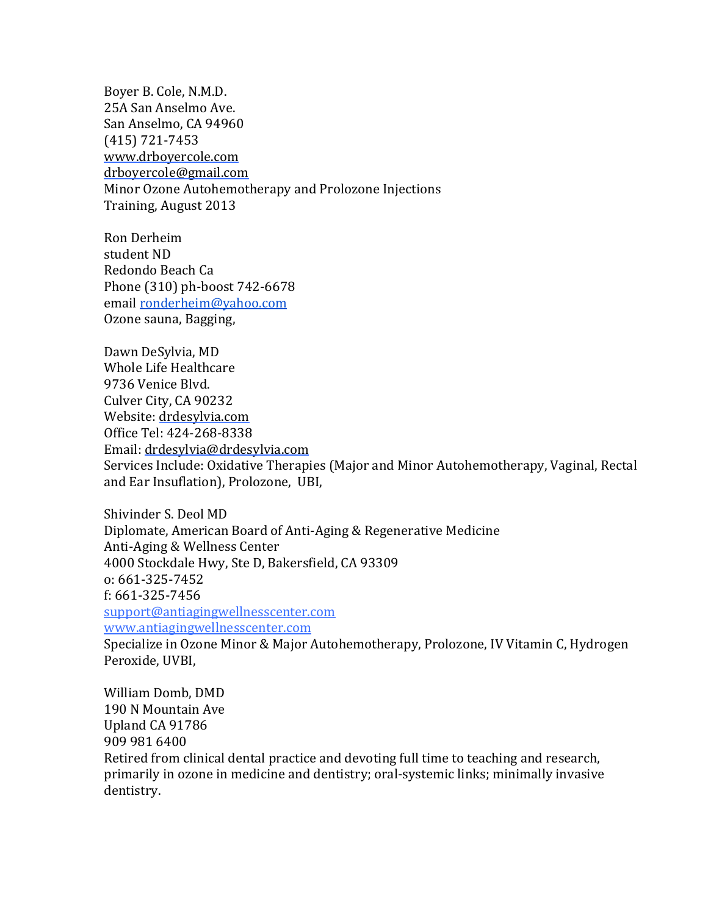Boyer B. Cole, N.M.D.
25A San Anselmo Ave.
San Anselmo, CA 94960
(415) 721-7453
www.drboyercole.com
drboyercole@gmail.com
Minor Ozone Autohemotherapy and Prolozone Injections
Training, August 2013

Ron Derheim
student ND
Redondo Beach Ca
Phone (310) ph-boost 742-6678
email ronderheim@yahoo.com
Ozone sauna, Bagging,

Dawn DeSylvia, MD
Whole Life Healthcare
9736 Venice Blvd.
Culver City, CA 90232
Website: drdesylvia.com
Office Tel: 424-268-8338
Email: drdesylvia@drdesylvia.com
Services Include: Oxidative Therapies (Major and Minor Autohemotherapy, Vaginal, Rectal and Ear Insuflation), Prolozone, UBI,

Shivinder S. Deol MD
Diplomate, American Board of Anti-Aging & Regenerative Medicine
Anti-Aging & Wellness Center
4000 Stockdale Hwy, Ste D, Bakersfield, CA 93309
o: 661-325-7452
f: 661-325-7456
support@antiagingwellnesscenter.com
www.antiagingwellnesscenter.com
Specialize in Ozone Minor & Major Autohemotherapy, Prolozone, IV Vitamin C, Hydrogen Peroxide, UVBI,

William Domb, DMD
190 N Mountain Ave
Upland CA 91786
909 981 6400
Retired from clinical dental practice and devoting full time to teaching and research, primarily in ozone in medicine and dentistry; oral-systemic links; minimally invasive dentistry.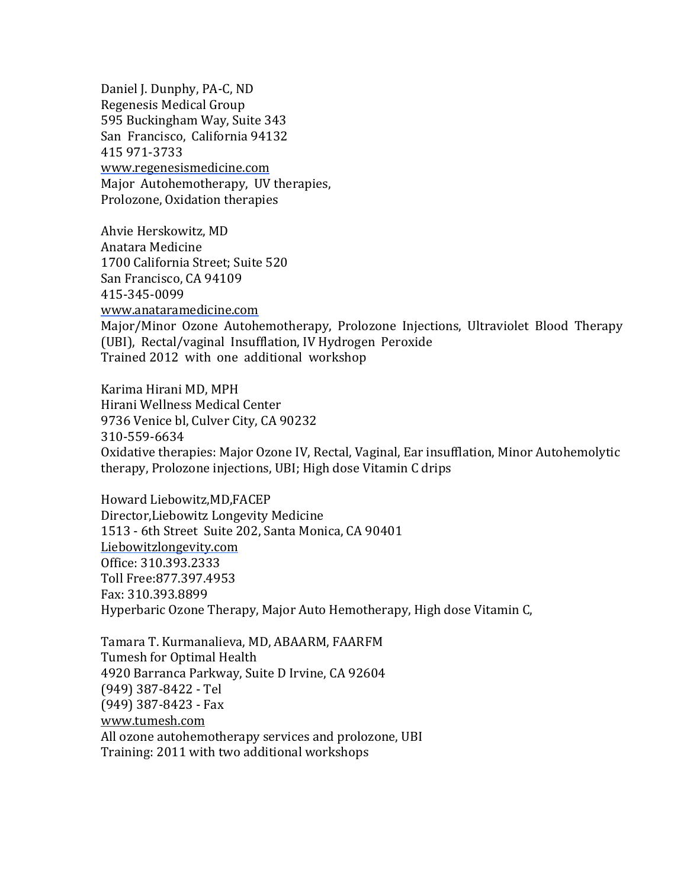Daniel J. Dunphy, PA-C, ND
Regenesis Medical Group
595 Buckingham Way, Suite 343
San Francisco, California 94132
415 971-3733
www.regenesismedicine.com
Major Autohemotherapy, UV therapies,
Prolozone, Oxidation therapies

Ahvie Herskowitz, MD
Anatara Medicine
1700 California Street; Suite 520
San Francisco, CA 94109
415-345-0099
www.anataramedicine.com
Major/Minor Ozone Autohemotherapy, Prolozone Injections, Ultraviolet Blood Therapy (UBI), Rectal/vaginal Insufflation, IV Hydrogen Peroxide
Trained 2012 with one additional workshop

Karima Hirani MD, MPH
Hirani Wellness Medical Center
9736 Venice bl, Culver City, CA 90232
310-559-6634
Oxidative therapies: Major Ozone IV, Rectal, Vaginal, Ear insufflation, Minor Autohemolytic therapy, Prolozone injections, UBI; High dose Vitamin C drips

Howard Liebowitz,MD,FACEP
Director,Liebowitz Longevity Medicine
1513 - 6th Street Suite 202, Santa Monica, CA 90401
Liebowitzlongevity.com
Office: 310.393.2333
Toll Free:877.397.4953
Fax: 310.393.8899
Hyperbaric Ozone Therapy, Major Auto Hemotherapy, High dose Vitamin C,

Tamara T. Kurmanalieva, MD, ABAARM, FAARFM
Tumesh for Optimal Health
4920 Barranca Parkway, Suite D Irvine, CA 92604
(949) 387-8422 - Tel
(949) 387-8423 - Fax
www.tumesh.com
All ozone autohemotherapy services and prolozone, UBI
Training: 2011 with two additional workshops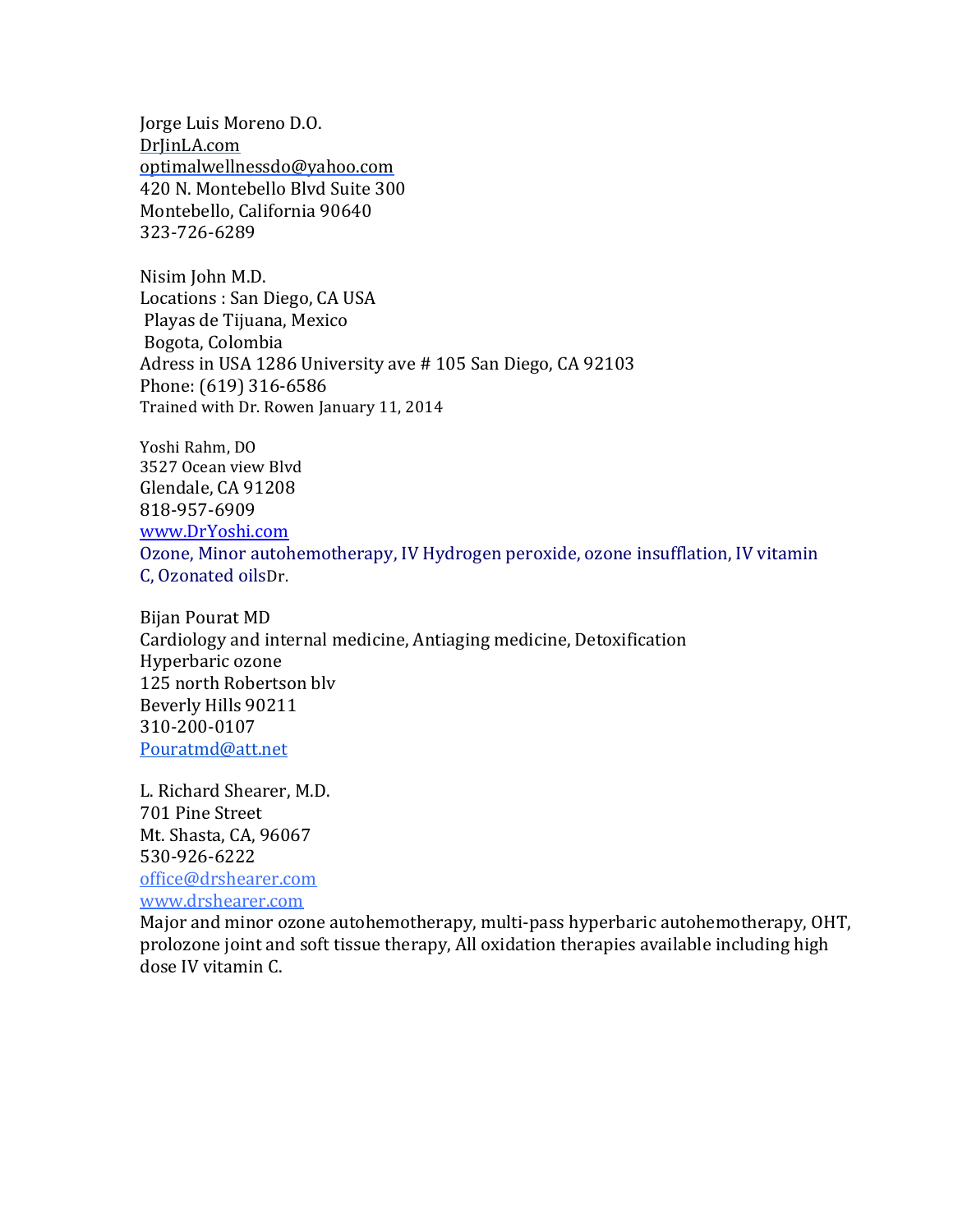Jorge Luis Moreno D.O.  
DrJinLA.com  
optimalwellnessdo@yahoo.com  
420 N. Montebello Blvd Suite 300  
Montebello, California 90640  
323-726-6289

Nisim John M.D.  
Locations : San Diego, CA USA  
Playas de Tijuana, Mexico  
Bogota, Colombia  
Adress in USA 1286 University ave # 105 San Diego, CA 92103  
Phone: (619) 316-6586  
Trained with Dr. Rowen January 11, 2014

Yoshi Rahm, DO  
3527 Ocean view Blvd  
Glendale, CA 91208  
818-957-6909  
www.DrYoshi.com  
Ozone, Minor autohemotherapy, IV Hydrogen peroxide, ozone insufflation, IV vitamin C, Ozonated oilsDr.

Bijan Pourat MD  
Cardiology and internal medicine, Antiaging medicine, Detoxification  
Hyperbaric ozone  
125 north Robertson blv  
Beverly Hills 90211  
310-200-0107  
Pouratmd@att.net

L. Richard Shearer, M.D.  
701 Pine Street  
Mt. Shasta, CA, 96067  
530-926-6222  
office@drshearer.com  
www.drshearer.com  
Major and minor ozone autohemotherapy, multi-pass hyperbaric autohemotherapy, OHT, prolozone joint and soft tissue therapy, All oxidation therapies available including high dose IV vitamin C.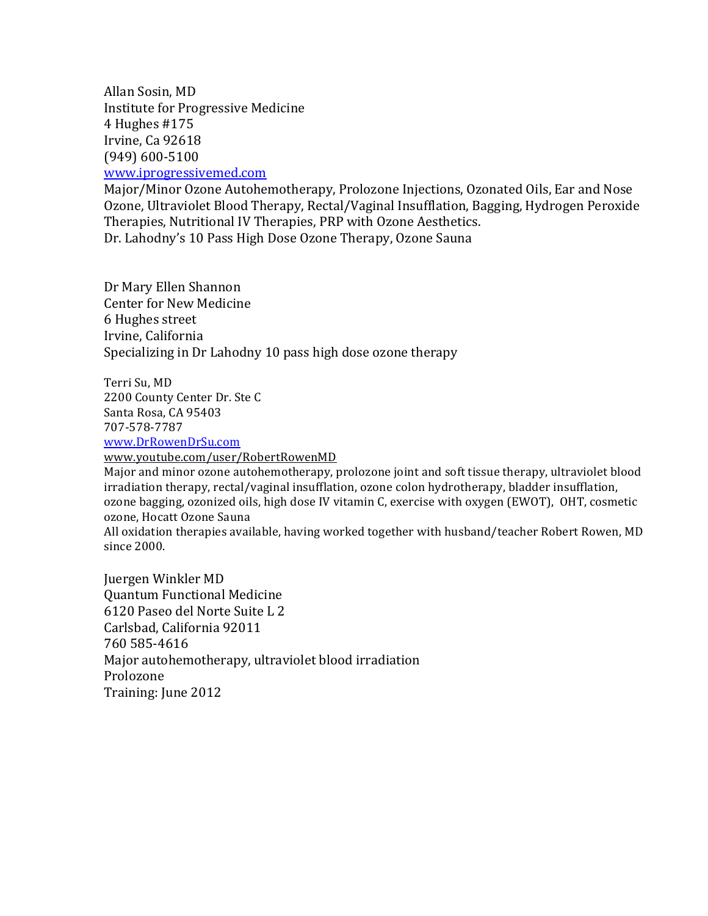Allan Sosin, MD
Institute for Progressive Medicine
4 Hughes #175
Irvine, Ca 92618
(949) 600-5100
[www.iprogressivemed.com](http://www.iprogressivemed.com)
Major/Minor Ozone Autohemotherapy, Prolozone Injections, Ozonated Oils, Ear and Nose Ozone, Ultraviolet Blood Therapy, Rectal/Vaginal Insufflation, Bagging, Hydrogen Peroxide Therapies, Nutritional IV Therapies, PRP with Ozone Aesthetics.
Dr. Lahodny's 10 Pass High Dose Ozone Therapy, Ozone Sauna

Dr Mary Ellen Shannon
Center for New Medicine
6 Hughes street
Irvine, California
Specializing in Dr Lahodny 10 pass high dose ozone therapy

Terri Su, MD
2200 County Center Dr. Ste C
Santa Rosa, CA 95403
707-578-7787
[www.DrRowenDrSu.com](http://www.DrRowenDrSu.com)
[www.youtube.com/user/RobertRowenMD](http://www.youtube.com/user/RobertRowenMD)
Major and minor ozone autohemotherapy, prolozone joint and soft tissue therapy, ultraviolet blood irradiation therapy, rectal/vaginal insufflation, ozone colon hydrotherapy, bladder insufflation, ozone bagging, ozonized oils, high dose IV vitamin C, exercise with oxygen (EWOT), OHT, cosmetic ozone, Hocatt Ozone Sauna
All oxidation therapies available, having worked together with husband/teacher Robert Rowen, MD since 2000.

Juergen Winkler MD
Quantum Functional Medicine
6120 Paseo del Norte Suite L 2
Carlsbad, California 92011
760 585-4616
Major autohemotherapy, ultraviolet blood irradiation
Prolozone
Training: June 2012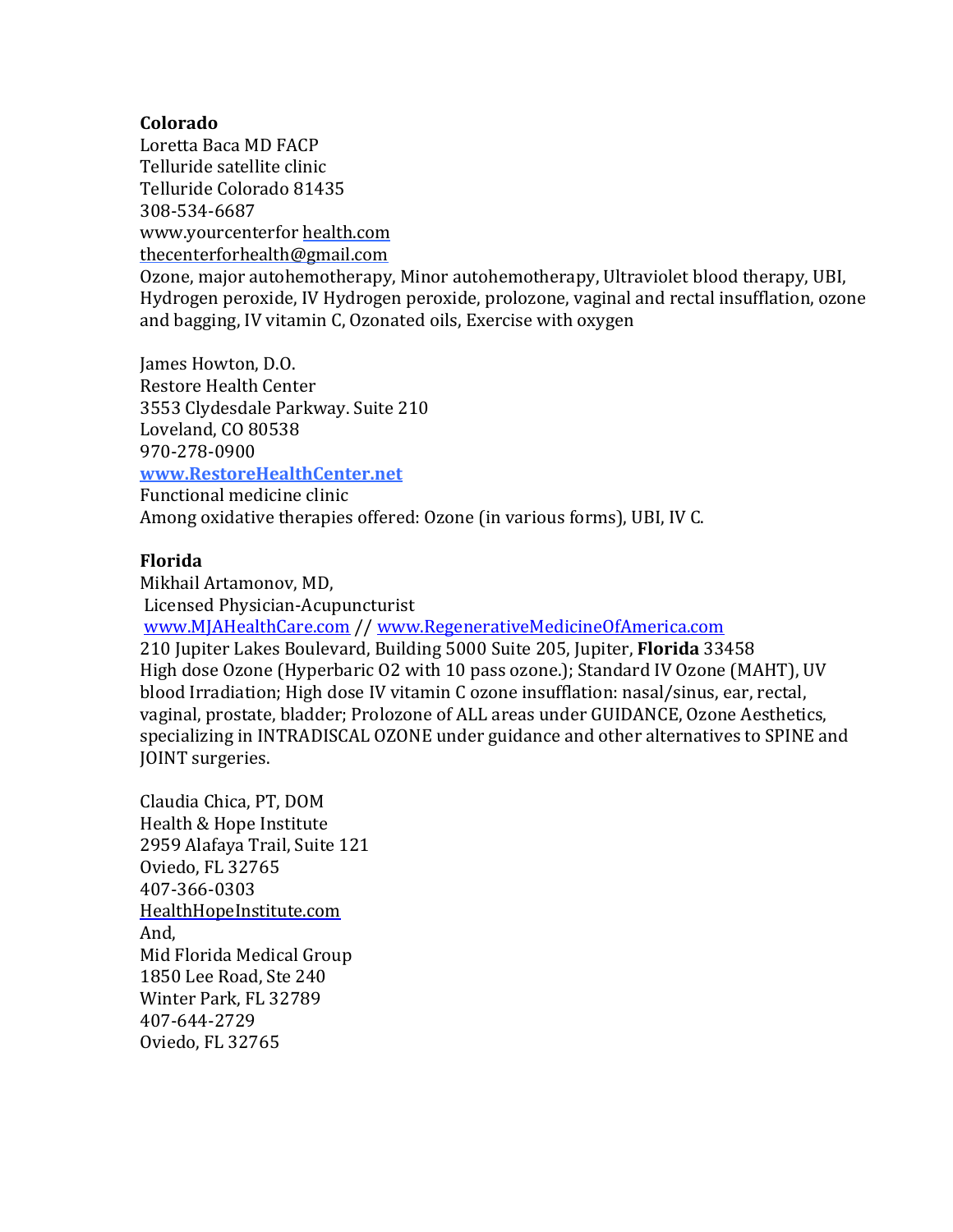**Colorado**

Loretta Baca MD FACP
Telluride satellite clinic
Telluride Colorado 81435
308-534-6687
www.yourcenterfor health.com
thecenterforhealth@gmail.com
Ozone, major autohemotherapy, Minor autohemotherapy, Ultraviolet blood therapy, UBI, Hydrogen peroxide, IV Hydrogen peroxide, prolozone, vaginal and rectal insufflation, ozone and bagging, IV vitamin C, Ozonated oils, Exercise with oxygen

James Howton, D.O.
Restore Health Center
3553 Clydesdale Parkway. Suite 210
Loveland, CO 80538
970-278-0900
www.RestoreHealthCenter.net
Functional medicine clinic
Among oxidative therapies offered: Ozone (in various forms), UBI, IV C.

**Florida**

Mikhail Artamonov, MD,
Licensed Physician-Acupuncturist
www.MJAHealthCare.com // www.RegenerativeMedicineOfAmerica.com
210 Jupiter Lakes Boulevard, Building 5000 Suite 205, Jupiter, **Florida** 33458
High dose Ozone (Hyperbaric O2 with 10 pass ozone.); Standard IV Ozone (MAHT), UV blood Irradiation; High dose IV vitamin C ozone insufflation: nasal/sinus, ear, rectal, vaginal, prostate, bladder; Prolozone of ALL areas under GUIDANCE, Ozone Aesthetics, specializing in INTRADISCAL OZONE under guidance and other alternatives to SPINE and JOINT surgeries.

Claudia Chica, PT, DOM
Health & Hope Institute
2959 Alafaya Trail, Suite 121
Oviedo, FL 32765
407-366-0303
HealthHopeInstitute.com
And,
Mid Florida Medical Group
1850 Lee Road, Ste 240
Winter Park, FL 32789
407-644-2729
Oviedo, FL 32765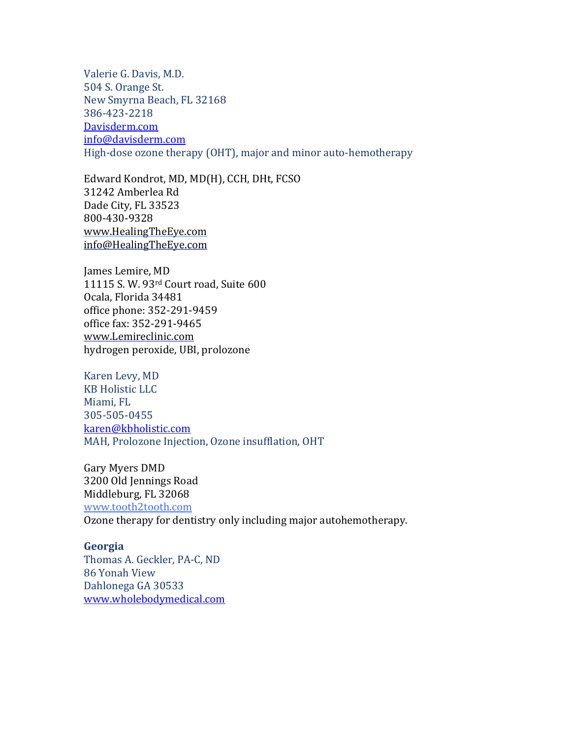Valerie G. Davis, M.D.
504 S. Orange St.
New Smyrna Beach, FL 32168
386-423-2218
Davisderm.com
info@davisderm.com
High-dose ozone therapy (OHT), major and minor auto-hemotherapy

Edward Kondrot, MD, MD(H), CCH, DHt, FCSO
31242 Amberlea Rd
Dade City, FL 33523
800-430-9328
www.HealingTheEye.com
info@HealingTheEye.com

James Lemire, MD
11115 S. W. 93rd Court road, Suite 600
Ocala, Florida 34481
office phone: 352-291-9459
office fax: 352-291-9465
www.Lemireclinic.com
hydrogen peroxide, UBI, prolozone

Karen Levy, MD
KB Holistic LLC
Miami, FL
305-505-0455
karen@kbholistic.com
MAH, Prolozone Injection, Ozone insufflation, OHT

Gary Myers DMD
3200 Old Jennings Road
Middleburg, FL 32068
www.tooth2tooth.com
Ozone therapy for dentistry only including major autohemotherapy.

**Georgia**

Thomas A. Geckler, PA-C, ND
86 Yonah View
Dahlonega GA 30533
www.wholebodymedical.com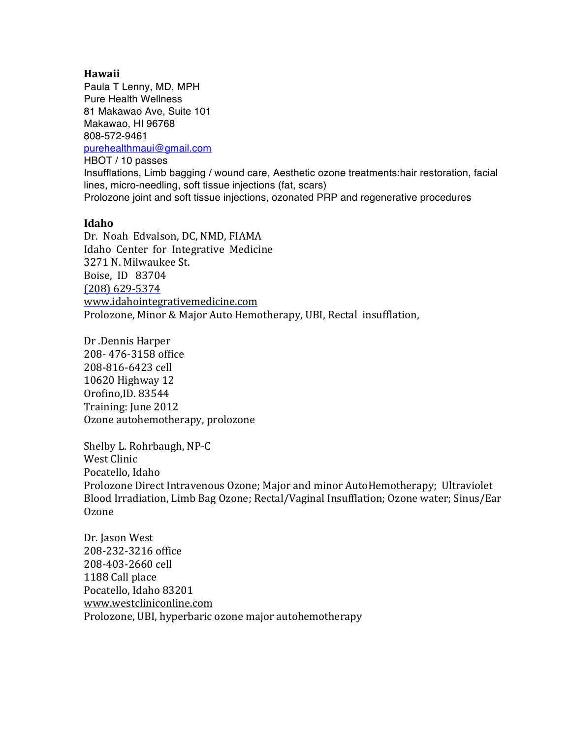## Hawaii

Paula T Lenny, MD, MPH
Pure Health Wellness
81 Makawao Ave, Suite 101
Makawao, HI 96768
808-572-9461
purehealthmaui@gmail.com
HBOT / 10 passes
Insufflations, Limb bagging / wound care, Aesthetic ozone treatments:hair restoration, facial lines, micro-needling, soft tissue injections (fat, scars)
Prolozone joint and soft tissue injections, ozonated PRP and regenerative procedures

## Idaho

Dr. Noah Edvalson, DC, NMD, FIAMA
Idaho Center for Integrative Medicine
3271 N. Milwaukee St.
Boise, ID 83704
(208) 629-5374
www.idahointegrativemedicine.com
Prolozone, Minor & Major Auto Hemotherapy, UBI, Rectal insufflation,

Dr .Dennis Harper
208- 476-3158 office
208-816-6423 cell
10620 Highway 12
Orofino,ID. 83544
Training: June 2012
Ozone autohemotherapy, prolozone

Shelby L. Rohrbaugh, NP-C
West Clinic
Pocatello, Idaho
Prolozone Direct Intravenous Ozone; Major and minor AutoHemotherapy; Ultraviolet Blood Irradiation, Limb Bag Ozone; Rectal/Vaginal Insufflation; Ozone water; Sinus/Ear Ozone

Dr. Jason West
208-232-3216 office
208-403-2660 cell
1188 Call place
Pocatello, Idaho 83201
www.westcliniconline.com
Prolozone, UBI, hyperbaric ozone major autohemotherapy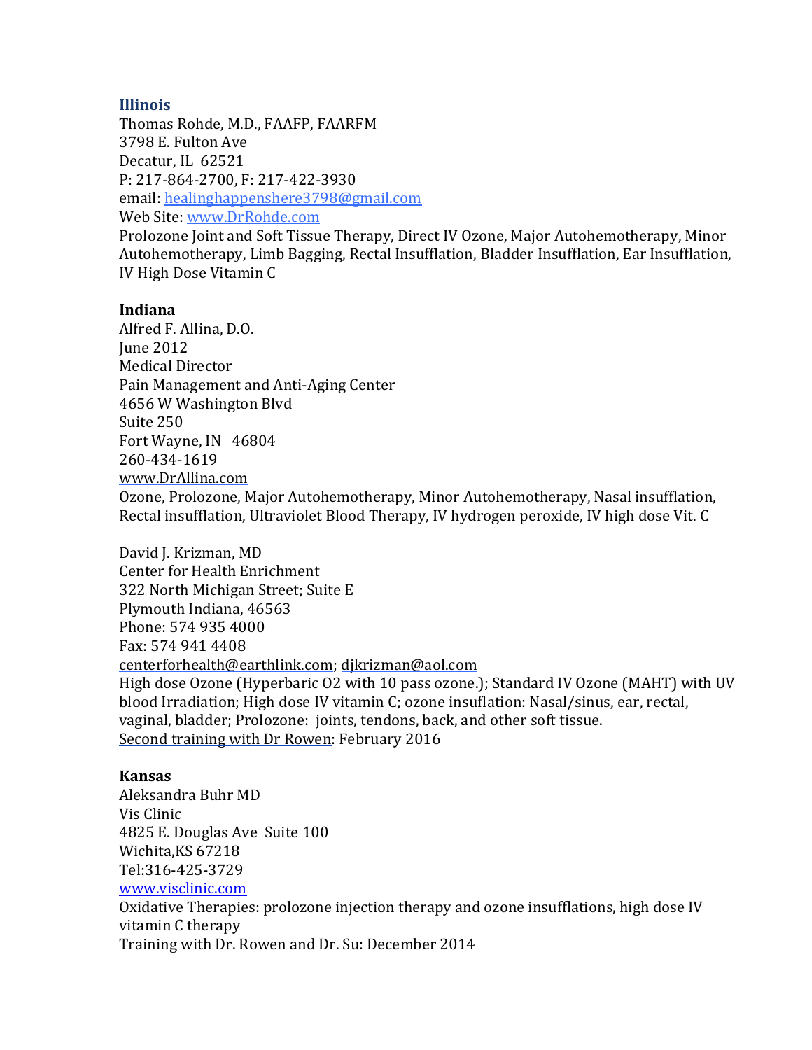### Illinois

Thomas Rohde, M.D., FAAFP, FAARFM
3798 E. Fulton Ave
Decatur, IL 62521
P: 217-864-2700, F: 217-422-3930
email: healinghappenshere3798@gmail.com
Web Site: www.DrRohde.com
Prolozone Joint and Soft Tissue Therapy, Direct IV Ozone, Major Autohemotherapy, Minor Autohemotherapy, Limb Bagging, Rectal Insufflation, Bladder Insufflation, Ear Insufflation, IV High Dose Vitamin C

### Indiana

Alfred F. Allina, D.O.
June 2012
Medical Director
Pain Management and Anti-Aging Center
4656 W Washington Blvd
Suite 250
Fort Wayne, IN 46804
260-434-1619
www.DrAllina.com
Ozone, Prolozone, Major Autohemotherapy, Minor Autohemotherapy, Nasal insufflation, Rectal insufflation, Ultraviolet Blood Therapy, IV hydrogen peroxide, IV high dose Vit. C

David J. Krizman, MD
Center for Health Enrichment
322 North Michigan Street; Suite E
Plymouth Indiana, 46563
Phone: 574 935 4000
Fax: 574 941 4408
centerforhealth@earthlink.com; djkrizman@aol.com
High dose Ozone (Hyperbaric O2 with 10 pass ozone.); Standard IV Ozone (MAHT) with UV blood Irradiation; High dose IV vitamin C; ozone insuflation: Nasal/sinus, ear, rectal, vaginal, bladder; Prolozone: joints, tendons, back, and other soft tissue.
Second training with Dr Rowen: February 2016

### Kansas

Aleksandra Buhr MD
Vis Clinic
4825 E. Douglas Ave Suite 100
Wichita,KS 67218
Tel:316-425-3729
www.visclinic.com
Oxidative Therapies: prolozone injection therapy and ozone insufflations, high dose IV vitamin C therapy
Training with Dr. Rowen and Dr. Su: December 2014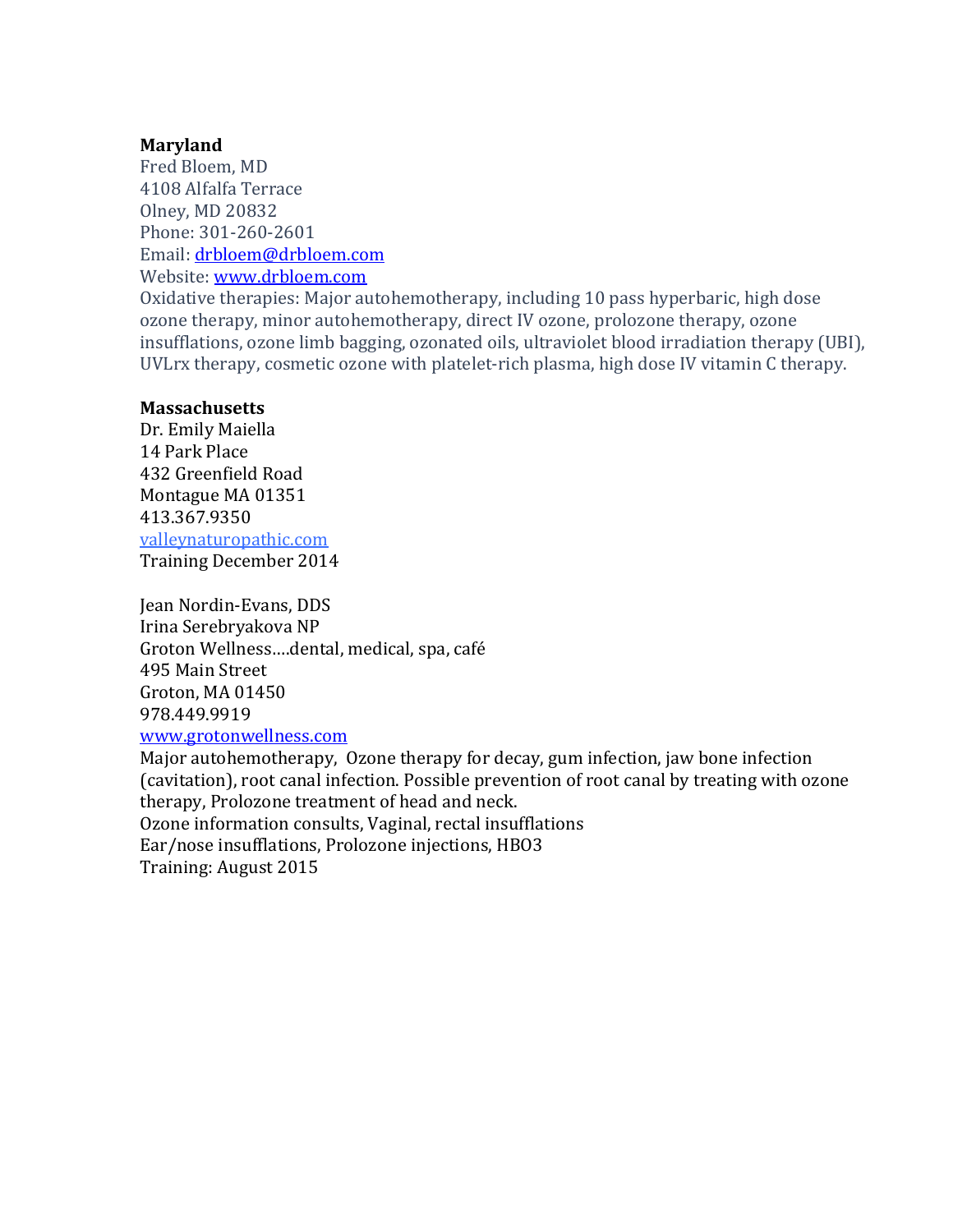**Maryland**

Fred Bloem, MD
4108 Alfalfa Terrace
Olney, MD 20832
Phone: 301-260-2601
Email: drbloem@drbloem.com
Website: www.drbloem.com
Oxidative therapies: Major autohemotherapy, including 10 pass hyperbaric, high dose ozone therapy, minor autohemotherapy, direct IV ozone, prolozone therapy, ozone insufflations, ozone limb bagging, ozonated oils, ultraviolet blood irradiation therapy (UBI), UVLrx therapy, cosmetic ozone with platelet-rich plasma, high dose IV vitamin C therapy.

**Massachusetts**

Dr. Emily Maiella
14 Park Place
432 Greenfield Road
Montague MA 01351
413.367.9350
valleynaturopathic.com
Training December 2014

Jean Nordin-Evans, DDS
Irina Serebryakova NP
Groton Wellness….dental, medical, spa, café
495 Main Street
Groton, MA 01450
978.449.9919
www.grotonwellness.com
Major autohemotherapy, Ozone therapy for decay, gum infection, jaw bone infection (cavitation), root canal infection. Possible prevention of root canal by treating with ozone therapy, Prolozone treatment of head and neck.
Ozone information consults, Vaginal, rectal insufflations
Ear/nose insufflations, Prolozone injections, HBO3
Training: August 2015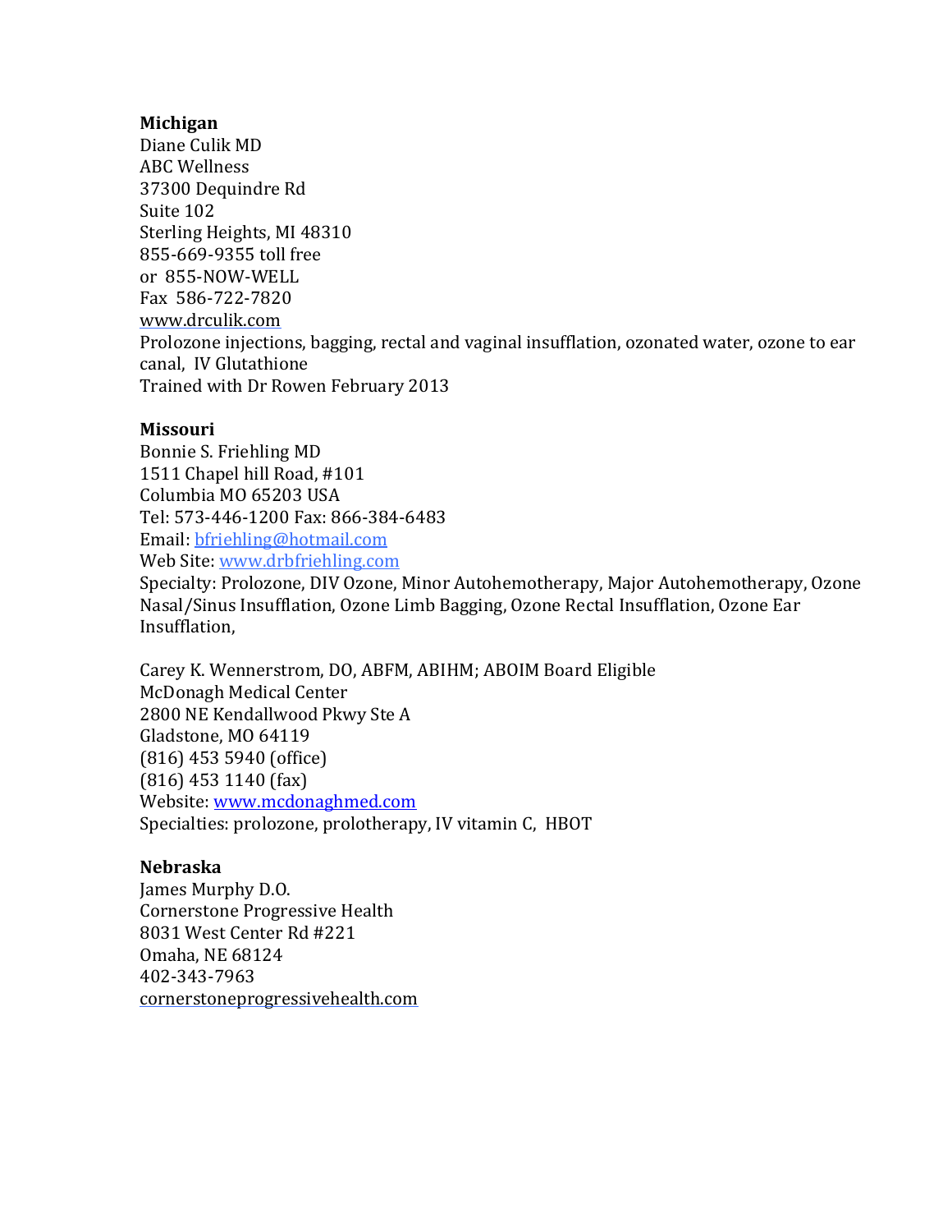**Michigan**

Diane Culik MD  
ABC Wellness  
37300 Dequindre Rd  
Suite 102  
Sterling Heights, MI 48310  
855-669-9355 toll free  
or 855-NOW-WELL  
Fax 586-722-7820  
www.drculik.com  
Prolozone injections, bagging, rectal and vaginal insufflation, ozonated water, ozone to ear canal, IV Glutathione  
Trained with Dr Rowen February 2013

**Missouri**

Bonnie S. Friehling MD  
1511 Chapel hill Road, #101  
Columbia MO 65203 USA  
Tel: 573-446-1200 Fax: 866-384-6483  
Email: bfriehling@hotmail.com  
Web Site: www.drbfriehling.com  
Specialty: Prolozone, DIV Ozone, Minor Autohemotherapy, Major Autohemotherapy, Ozone Nasal/Sinus Insufflation, Ozone Limb Bagging, Ozone Rectal Insufflation, Ozone Ear Insufflation,

Carey K. Wennerstrom, DO, ABFM, ABIHM; ABOIM Board Eligible  
McDonagh Medical Center  
2800 NE Kendallwood Pkwy Ste A  
Gladstone, MO 64119  
(816) 453 5940 (office)  
(816) 453 1140 (fax)  
Website: www.mcdonaghmed.com  
Specialties: prolozone, prolotherapy, IV vitamin C, HBOT

**Nebraska**

James Murphy D.O.  
Cornerstone Progressive Health  
8031 West Center Rd #221  
Omaha, NE 68124  
402-343-7963  
cornerstoneprogressivehealth.com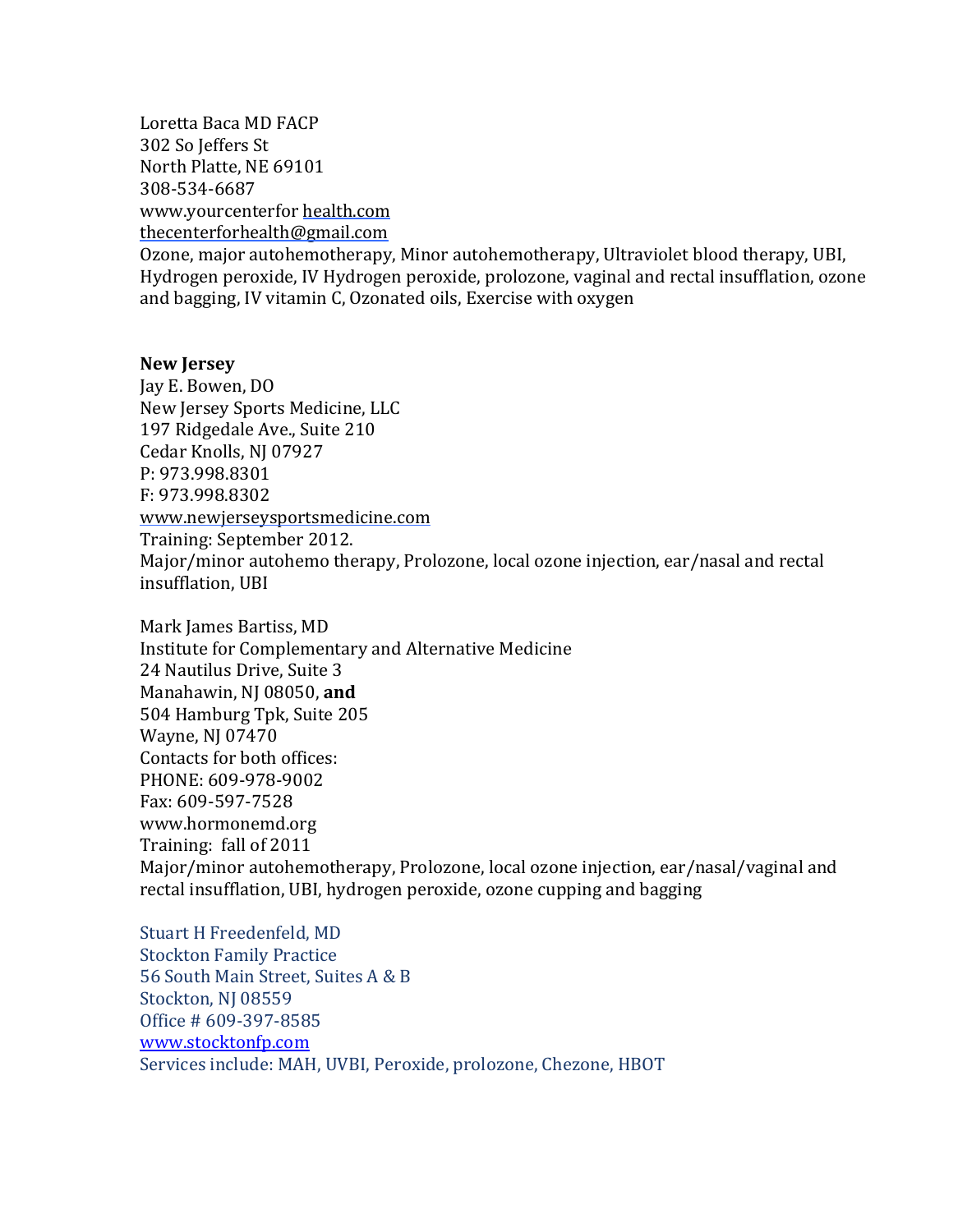Loretta Baca MD FACP
302 So Jeffers St
North Platte, NE 69101
308-534-6687
www.yourcenterfor health.com
thecenterforhealth@gmail.com
Ozone, major autohemotherapy, Minor autohemotherapy, Ultraviolet blood therapy, UBI, Hydrogen peroxide, IV Hydrogen peroxide, prolozone, vaginal and rectal insufflation, ozone and bagging, IV vitamin C, Ozonated oils, Exercise with oxygen

**New Jersey**
Jay E. Bowen, DO
New Jersey Sports Medicine, LLC
197 Ridgedale Ave., Suite 210
Cedar Knolls, NJ 07927
P: 973.998.8301
F: 973.998.8302
www.newjerseysportsmedicine.com
Training: September 2012.
Major/minor autohemo therapy, Prolozone, local ozone injection, ear/nasal and rectal insufflation, UBI

Mark James Bartiss, MD
Institute for Complementary and Alternative Medicine
24 Nautilus Drive, Suite 3
Manahawin, NJ 08050, **and**
504 Hamburg Tpk, Suite 205
Wayne, NJ 07470
Contacts for both offices:
PHONE: 609-978-9002
Fax: 609-597-7528
www.hormonemd.org
Training: fall of 2011
Major/minor autohemotherapy, Prolozone, local ozone injection, ear/nasal/vaginal and rectal insufflation, UBI, hydrogen peroxide, ozone cupping and bagging

Stuart H Freedenfeld, MD
Stockton Family Practice
56 South Main Street, Suites A & B
Stockton, NJ 08559
Office # 609-397-8585
www.stocktonfp.com
Services include: MAH, UVBI, Peroxide, prolozone, Chezone, HBOT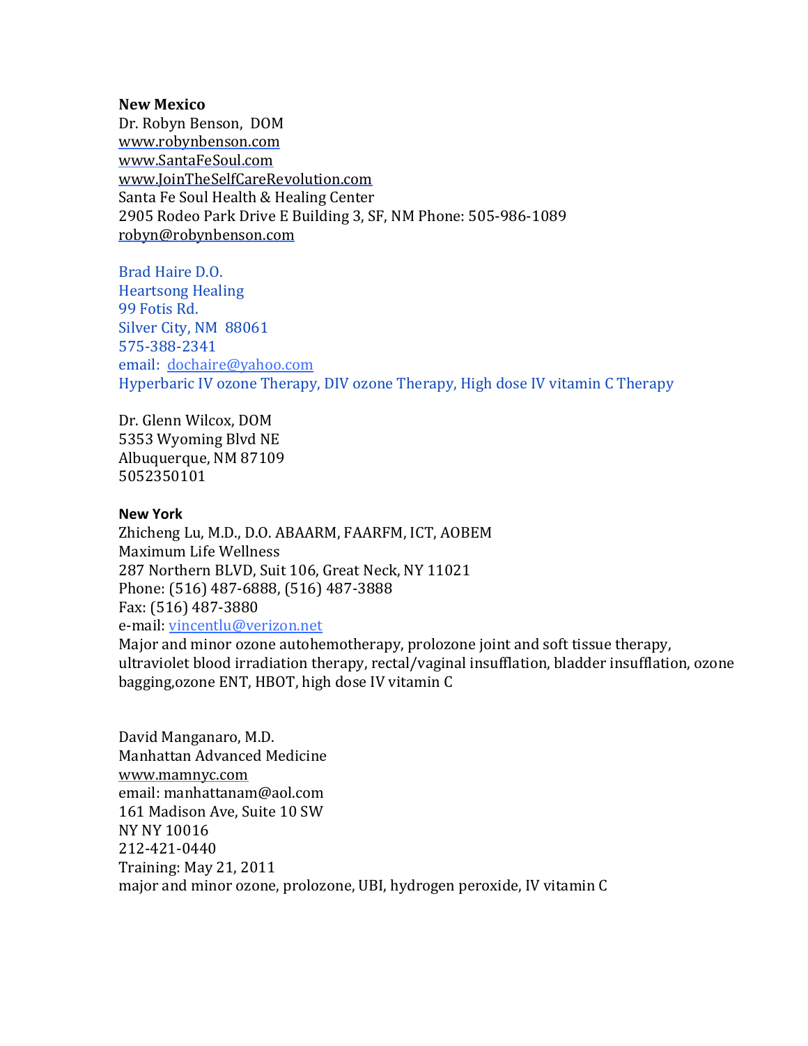**New Mexico**

Dr. Robyn Benson, DOM
www.robynbenson.com
www.SantaFeSoul.com
www.JoinTheSelfCareRevolution.com
Santa Fe Soul Health & Healing Center
2905 Rodeo Park Drive E Building 3, SF, NM Phone: 505-986-1089
robyn@robynbenson.com

Brad Haire D.O.
Heartsong Healing
99 Fotis Rd.
Silver City, NM 88061
575-388-2341
email: dochaire@yahoo.com
Hyperbaric IV ozone Therapy, DIV ozone Therapy, High dose IV vitamin C Therapy

Dr. Glenn Wilcox, DOM
5353 Wyoming Blvd NE
Albuquerque, NM 87109
5052350101

**New York**

Zhicheng Lu, M.D., D.O. ABAARM, FAARFM, ICT, AOBEM
Maximum Life Wellness
287 Northern BLVD, Suit 106, Great Neck, NY 11021
Phone: (516) 487-6888, (516) 487-3888
Fax: (516) 487-3880
e-mail: vincentlu@verizon.net
Major and minor ozone autohemotherapy, prolozone joint and soft tissue therapy, ultraviolet blood irradiation therapy, rectal/vaginal insufflation, bladder insufflation, ozone bagging,ozone ENT, HBOT, high dose IV vitamin C

David Manganaro, M.D.
Manhattan Advanced Medicine
www.mamnyc.com
email: manhattanam@aol.com
161 Madison Ave, Suite 10 SW
NY NY 10016
212-421-0440
Training: May 21, 2011
major and minor ozone, prolozone, UBI, hydrogen peroxide, IV vitamin C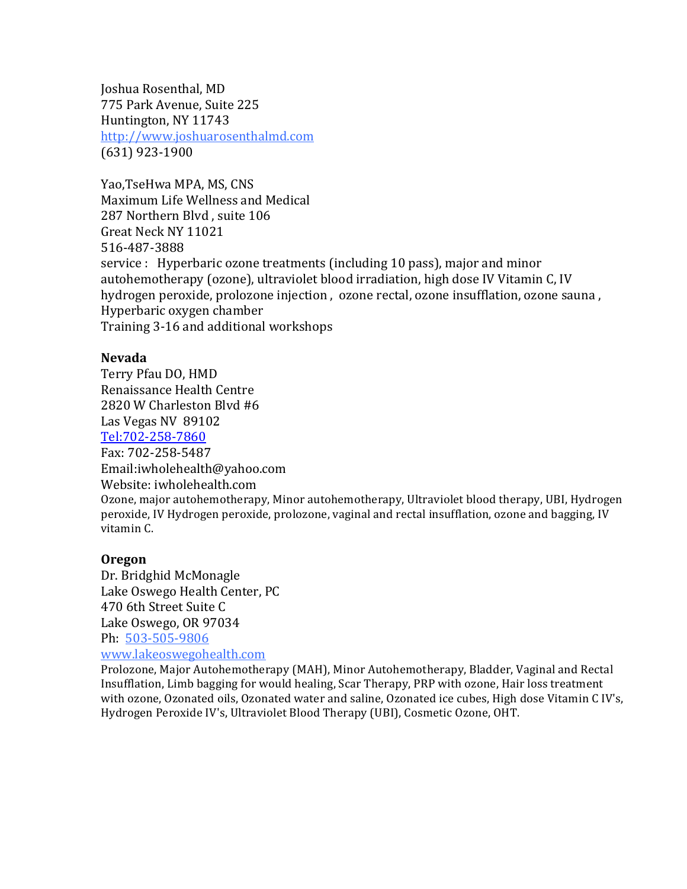Joshua Rosenthal, MD
775 Park Avenue, Suite 225
Huntington, NY 11743
[http://www.joshuarosenthalmd.com](http://www.joshuarosenthalmd.com)
(631) 923-1900

Yao,TseHwa MPA, MS, CNS
Maximum Life Wellness and Medical
287 Northern Blvd , suite 106
Great Neck NY 11021
516-487-3888
service : Hyperbaric ozone treatments (including 10 pass), major and minor autohemotherapy (ozone), ultraviolet blood irradiation, high dose IV Vitamin C, IV hydrogen peroxide, prolozone injection , ozone rectal, ozone insufflation, ozone sauna , Hyperbaric oxygen chamber
Training 3-16 and additional workshops

**Nevada**
Terry Pfau DO, HMD
Renaissance Health Centre
2820 W Charleston Blvd #6
Las Vegas NV 89102
Tel:702-258-7860
Fax: 702-258-5487
Email:iwholehealth@yahoo.com
Website: iwholehealth.com
Ozone, major autohemotherapy, Minor autohemotherapy, Ultraviolet blood therapy, UBI, Hydrogen peroxide, IV Hydrogen peroxide, prolozone, vaginal and rectal insufflation, ozone and bagging, IV vitamin C.

**Oregon**
Dr. Bridghid McMonagle
Lake Oswego Health Center, PC
470 6th Street Suite C
Lake Oswego, OR 97034
Ph: 503-505-9806
[www.lakeoswegohealth.com](http://www.lakeoswegohealth.com)
Prolozone, Major Autohemotherapy (MAH), Minor Autohemotherapy, Bladder, Vaginal and Rectal Insufflation, Limb bagging for would healing, Scar Therapy, PRP with ozone, Hair loss treatment with ozone, Ozonated oils, Ozonated water and saline, Ozonated ice cubes, High dose Vitamin C IV's, Hydrogen Peroxide IV's, Ultraviolet Blood Therapy (UBI), Cosmetic Ozone, OHT.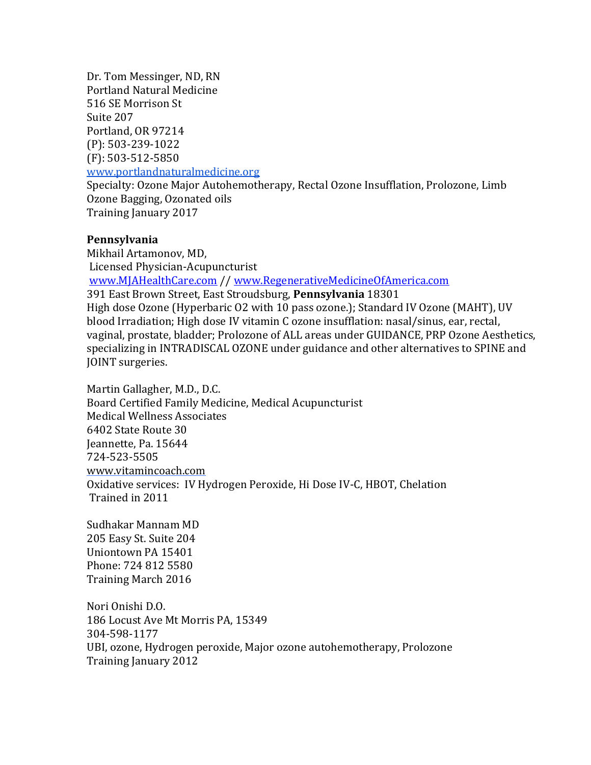Dr. Tom Messinger, ND, RN
Portland Natural Medicine
516 SE Morrison St
Suite 207
Portland, OR 97214
(P): 503-239-1022
(F): 503-512-5850
www.portlandnaturalmedicine.org
Specialty: Ozone Major Autohemotherapy, Rectal Ozone Insufflation, Prolozone, Limb Ozone Bagging, Ozonated oils
Training January 2017

**Pennsylvania**
Mikhail Artamonov, MD,
Licensed Physician-Acupuncturist
www.MJAHealthCare.com // www.RegenerativeMedicineOfAmerica.com
391 East Brown Street, East Stroudsburg, **Pennsylvania** 18301
High dose Ozone (Hyperbaric O2 with 10 pass ozone.); Standard IV Ozone (MAHT), UV blood Irradiation; High dose IV vitamin C ozone insufflation: nasal/sinus, ear, rectal, vaginal, prostate, bladder; Prolozone of ALL areas under GUIDANCE, PRP Ozone Aesthetics, specializing in INTRADISCAL OZONE under guidance and other alternatives to SPINE and JOINT surgeries.

Martin Gallagher, M.D., D.C.
Board Certified Family Medicine, Medical Acupuncturist
Medical Wellness Associates
6402 State Route 30
Jeannette, Pa. 15644
724-523-5505
www.vitamincoach.com
Oxidative services: IV Hydrogen Peroxide, Hi Dose IV-C, HBOT, Chelation
Trained in 2011

Sudhakar Mannam MD
205 Easy St. Suite 204
Uniontown PA 15401
Phone: 724 812 5580
Training March 2016

Nori Onishi D.O.
186 Locust Ave Mt Morris PA, 15349
304-598-1177
UBI, ozone, Hydrogen peroxide, Major ozone autohemotherapy, Prolozone
Training January 2012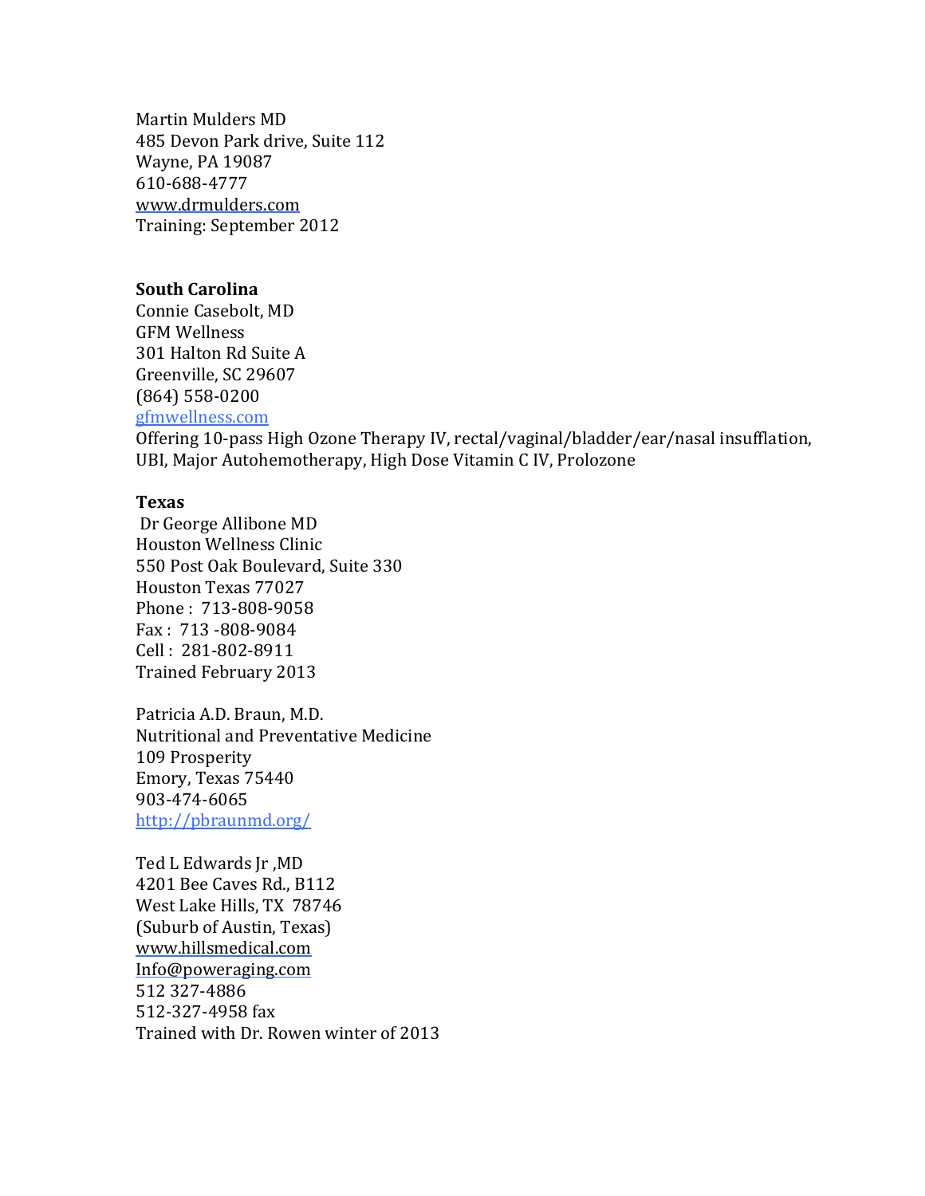Martin Mulders MD  
485 Devon Park drive, Suite 112  
Wayne, PA 19087  
610-688-4777  
www.drmulders.com  
Training: September 2012

**South Carolina**  
Connie Casebolt, MD  
GFM Wellness  
301 Halton Rd Suite A  
Greenville, SC 29607  
(864) 558-0200  
gfmwellness.com  
Offering 10-pass High Ozone Therapy IV, rectal/vaginal/bladder/ear/nasal insufflation, UBI, Major Autohemotherapy, High Dose Vitamin C IV, Prolozone

**Texas**  
Dr George Allibone MD  
Houston Wellness Clinic  
550 Post Oak Boulevard, Suite 330  
Houston Texas 77027  
Phone : 713-808-9058  
Fax : 713 -808-9084  
Cell : 281-802-8911  
Trained February 2013

Patricia A.D. Braun, M.D.  
Nutritional and Preventative Medicine  
109 Prosperity  
Emory, Texas 75440  
903-474-6065  
http://pbraunmd.org/

Ted L Edwards Jr ,MD  
4201 Bee Caves Rd., B112  
West Lake Hills, TX 78746  
(Suburb of Austin, Texas)  
www.hillsmedical.com  
Info@poweraging.com  
512 327-4886  
512-327-4958 fax  
Trained with Dr. Rowen winter of 2013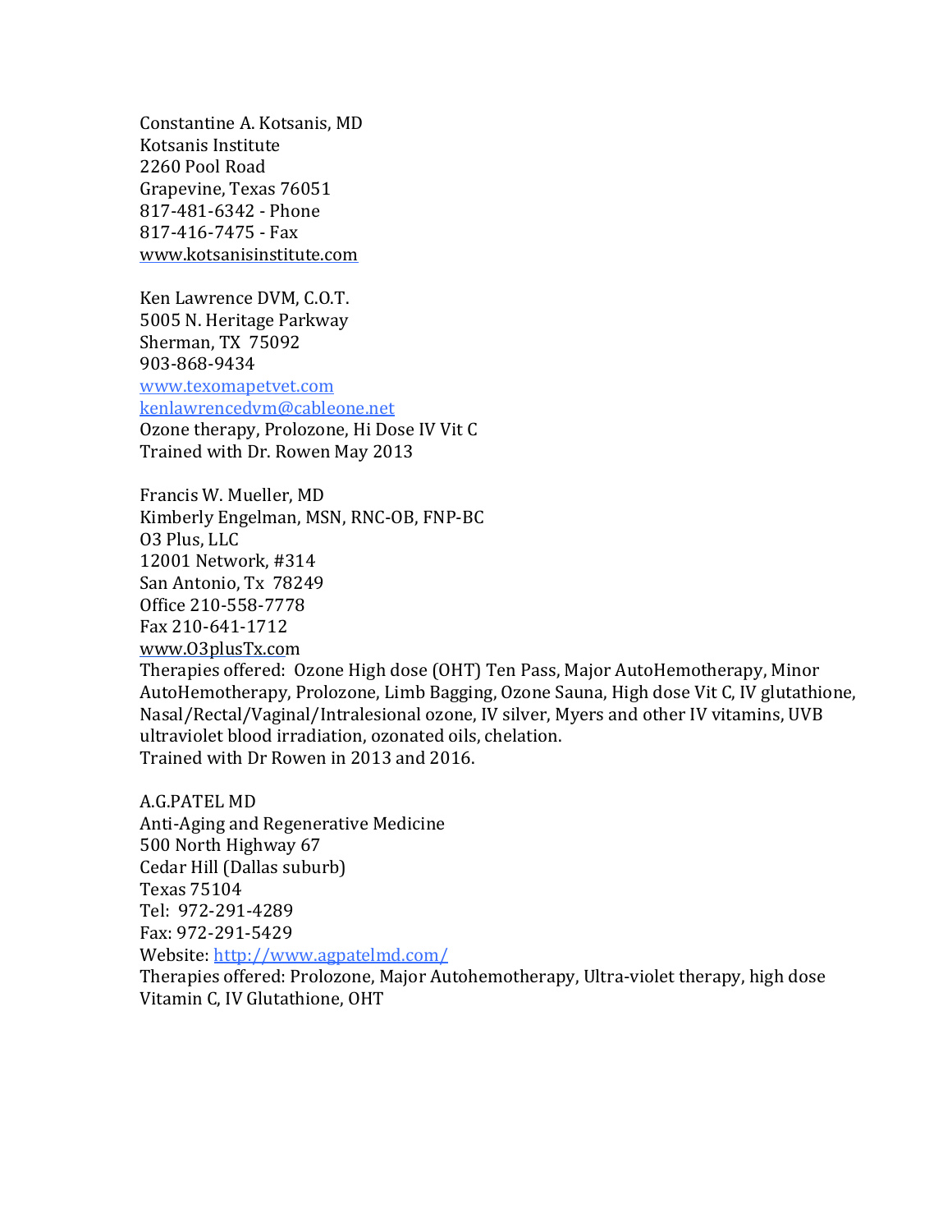Constantine A. Kotsanis, MD
Kotsanis Institute
2260 Pool Road
Grapevine, Texas 76051
817-481-6342 - Phone
817-416-7475 - Fax
www.kotsanisinstitute.com

Ken Lawrence DVM, C.O.T.
5005 N. Heritage Parkway
Sherman, TX 75092
903-868-9434
www.texomapetvet.com
kenlawrencedvm@cableone.net
Ozone therapy, Prolozone, Hi Dose IV Vit C
Trained with Dr. Rowen May 2013

Francis W. Mueller, MD
Kimberly Engelman, MSN, RNC-OB, FNP-BC
O3 Plus, LLC
12001 Network, #314
San Antonio, Tx 78249
Office 210-558-7778
Fax 210-641-1712
www.O3plusTx.com
Therapies offered: Ozone High dose (OHT) Ten Pass, Major AutoHemotherapy, Minor AutoHemotherapy, Prolozone, Limb Bagging, Ozone Sauna, High dose Vit C, IV glutathione, Nasal/Rectal/Vaginal/Intralesional ozone, IV silver, Myers and other IV vitamins, UVB ultraviolet blood irradiation, ozonated oils, chelation.
Trained with Dr Rowen in 2013 and 2016.

A.G.PATEL MD
Anti-Aging and Regenerative Medicine
500 North Highway 67
Cedar Hill (Dallas suburb)
Texas 75104
Tel: 972-291-4289
Fax: 972-291-5429
Website: http://www.agpatelmd.com/
Therapies offered: Prolozone, Major Autohemotherapy, Ultra-violet therapy, high dose Vitamin C, IV Glutathione, OHT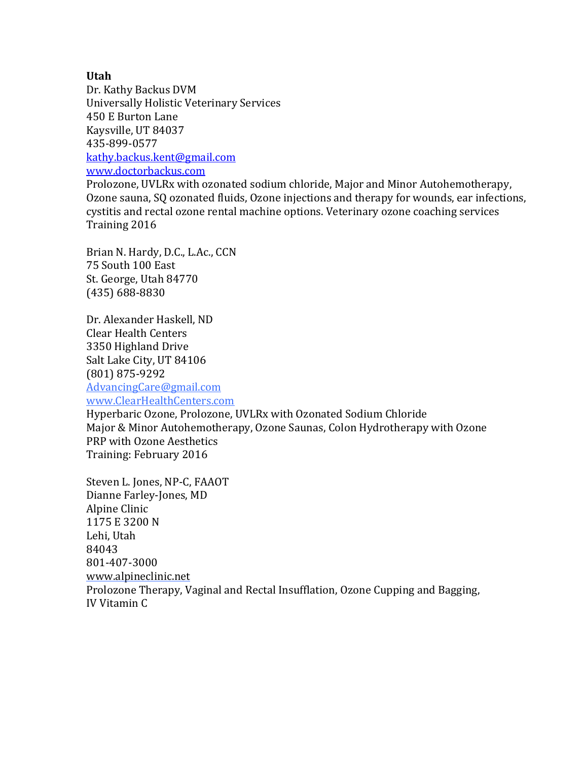**Utah**

Dr. Kathy Backus DVM
Universally Holistic Veterinary Services
450 E Burton Lane
Kaysville, UT 84037
435-899-0577
kathy.backus.kent@gmail.com
www.doctorbackus.com
Prolozone, UVLRx with ozonated sodium chloride, Major and Minor Autohemotherapy, Ozone sauna, SQ ozonated fluids, Ozone injections and therapy for wounds, ear infections, cystitis and rectal ozone rental machine options. Veterinary ozone coaching services
Training 2016

Brian N. Hardy, D.C., L.Ac., CCN
75 South 100 East
St. George, Utah 84770
(435) 688-8830

Dr. Alexander Haskell, ND
Clear Health Centers
3350 Highland Drive
Salt Lake City, UT 84106
(801) 875-9292
AdvancingCare@gmail.com
www.ClearHealthCenters.com
Hyperbaric Ozone, Prolozone, UVLRx with Ozonated Sodium Chloride
Major & Minor Autohemotherapy, Ozone Saunas, Colon Hydrotherapy with Ozone
PRP with Ozone Aesthetics
Training: February 2016

Steven L. Jones, NP-C, FAAOT
Dianne Farley-Jones, MD
Alpine Clinic
1175 E 3200 N
Lehi, Utah
84043
801-407-3000
www.alpineclinic.net
Prolozone Therapy, Vaginal and Rectal Insufflation, Ozone Cupping and Bagging,
IV Vitamin C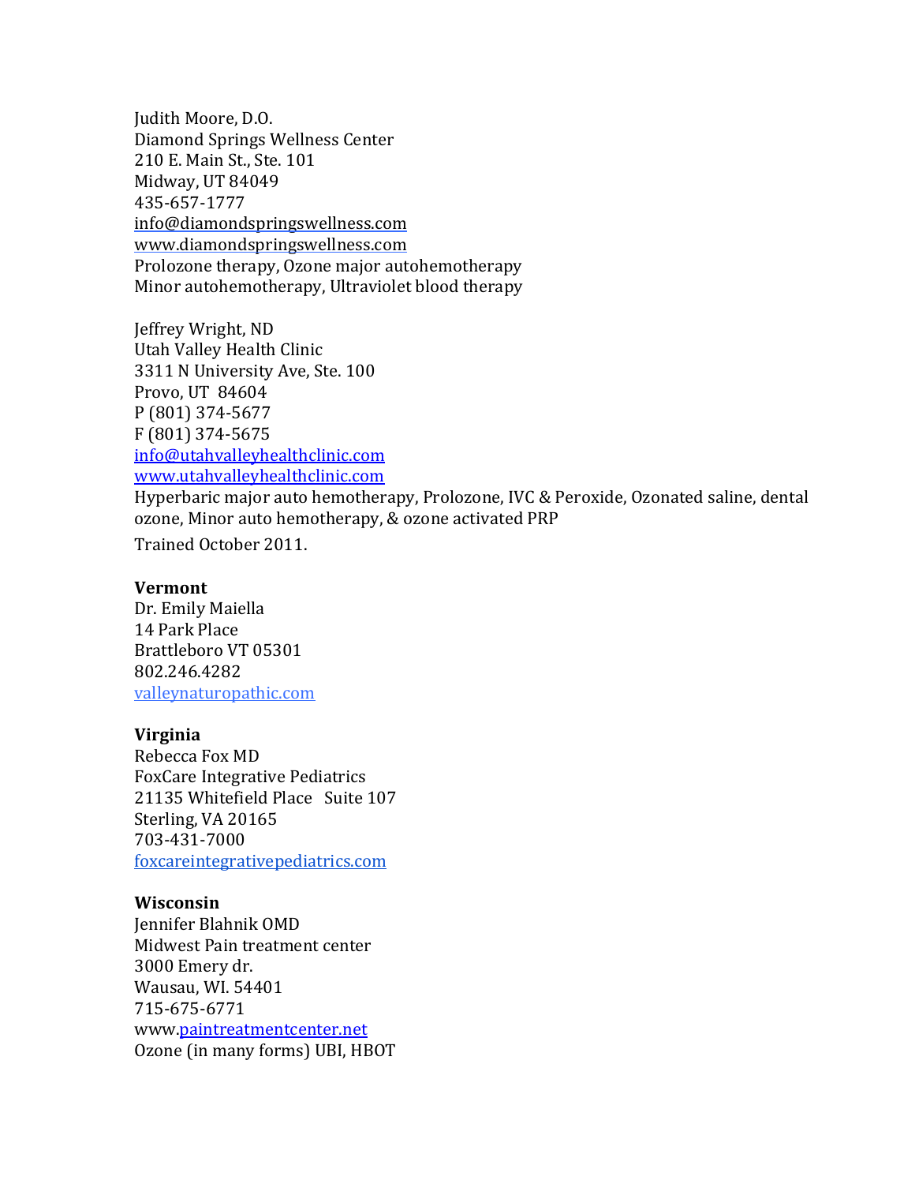Judith Moore, D.O.
Diamond Springs Wellness Center
210 E. Main St., Ste. 101
Midway, UT 84049
435-657-1777
info@diamondspringswellness.com
www.diamondspringswellness.com
Prolozone therapy, Ozone major autohemotherapy
Minor autohemotherapy, Ultraviolet blood therapy

Jeffrey Wright, ND
Utah Valley Health Clinic
3311 N University Ave, Ste. 100
Provo, UT 84604
P (801) 374-5677
F (801) 374-5675
info@utahvalleyhealthclinic.com
www.utahvalleyhealthclinic.com
Hyperbaric major auto hemotherapy, Prolozone, IVC & Peroxide, Ozonated saline, dental ozone, Minor auto hemotherapy, & ozone activated PRP
Trained October 2011.

**Vermont**
Dr. Emily Maiella
14 Park Place
Brattleboro VT 05301
802.246.4282
valleynaturopathic.com

**Virginia**
Rebecca Fox MD
FoxCare Integrative Pediatrics
21135 Whitefield Place Suite 107
Sterling, VA 20165
703-431-7000
foxcareintegrativepediatrics.com

**Wisconsin**
Jennifer Blahnik OMD
Midwest Pain treatment center
3000 Emery dr.
Wausau, WI. 54401
715-675-6771
www.paintreatmentcenter.net
Ozone (in many forms) UBI, HBOT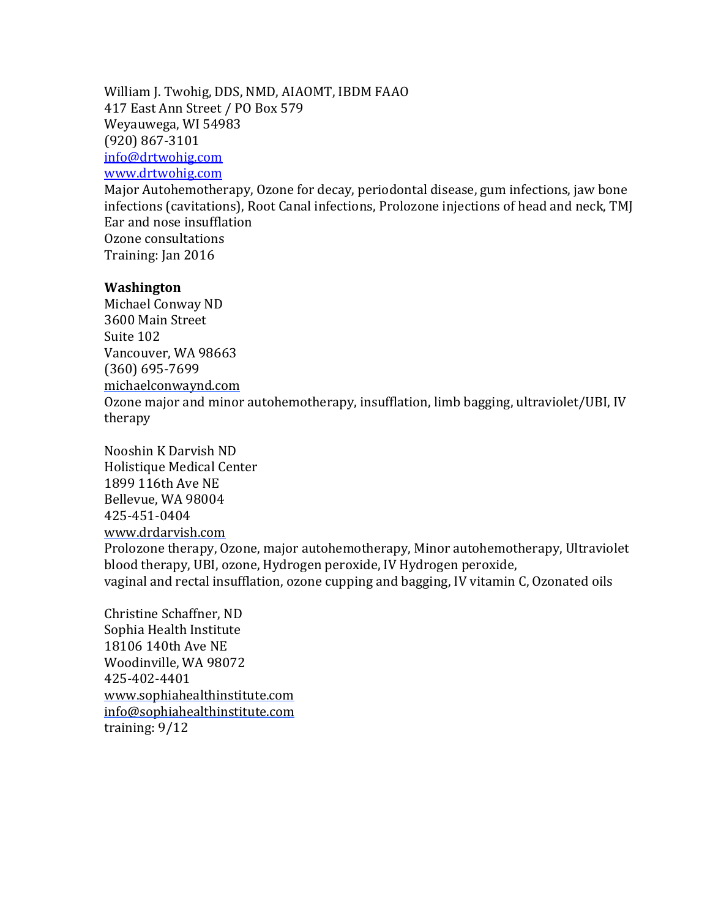William J. Twohig, DDS, NMD, AIAOMT, IBDM FAAO
417 East Ann Street / PO Box 579
Weyauwega, WI 54983
(920) 867-3101
info@drtwohig.com
www.drtwohig.com
Major Autohemotherapy, Ozone for decay, periodontal disease, gum infections, jaw bone infections (cavitations), Root Canal infections, Prolozone injections of head and neck, TMJ
Ear and nose insufflation
Ozone consultations
Training: Jan 2016

**Washington**

Michael Conway ND
3600 Main Street
Suite 102
Vancouver, WA 98663
(360) 695-7699
michaelconwaynd.com
Ozone major and minor autohemotherapy, insufflation, limb bagging, ultraviolet/UBI, IV therapy

Nooshin K Darvish ND
Holistique Medical Center
1899 116th Ave NE
Bellevue, WA 98004
425-451-0404
www.drdarvish.com
Prolozone therapy, Ozone, major autohemotherapy, Minor autohemotherapy, Ultraviolet blood therapy, UBI, ozone, Hydrogen peroxide, IV Hydrogen peroxide,
vaginal and rectal insufflation, ozone cupping and bagging, IV vitamin C, Ozonated oils

Christine Schaffner, ND
Sophia Health Institute
18106 140th Ave NE
Woodinville, WA 98072
425-402-4401
www.sophiahealthinstitute.com
info@sophiahealthinstitute.com
training: 9/12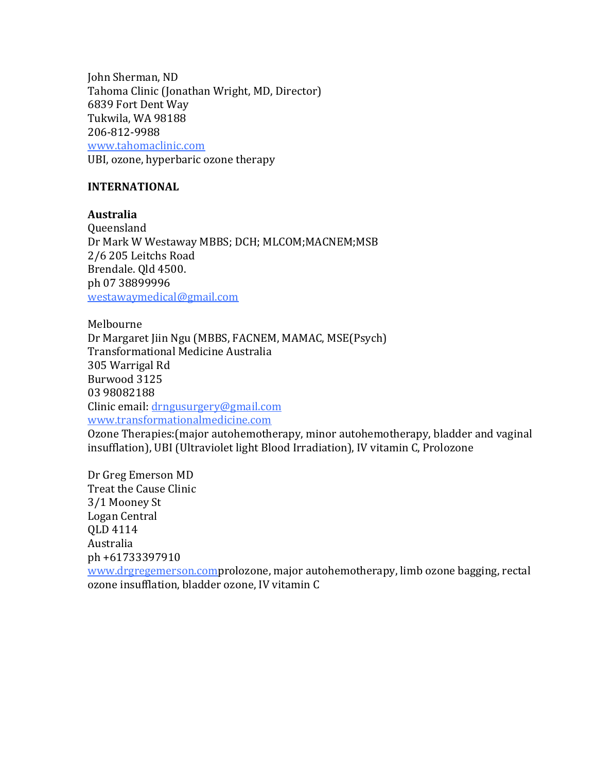John Sherman, ND
Tahoma Clinic (Jonathan Wright, MD, Director)
6839 Fort Dent Way
Tukwila, WA 98188
206-812-9988
www.tahomaclinic.com
UBI, ozone, hyperbaric ozone therapy

**INTERNATIONAL**

**Australia**
Queensland
Dr Mark W Westaway MBBS; DCH; MLCOM;MACNEM;MSB
2/6 205 Leitchs Road
Brendale. Qld 4500.
ph 07 38899996
westawaymedical@gmail.com

Melbourne
Dr Margaret Jiin Ngu (MBBS, FACNEM, MAMAC, MSE(Psych)
Transformational Medicine Australia
305 Warrigal Rd
Burwood 3125
03 98082188
Clinic email: drngusurgery@gmail.com
www.transformationalmedicine.com
Ozone Therapies:(major autohemotherapy, minor autohemotherapy, bladder and vaginal insufflation), UBI (Ultraviolet light Blood Irradiation), IV vitamin C, Prolozone

Dr Greg Emerson MD
Treat the Cause Clinic
3/1 Mooney St
Logan Central
QLD 4114
Australia
ph +61733397910
www.drgregemerson.comprolozone, major autohemotherapy, limb ozone bagging, rectal ozone insufflation, bladder ozone, IV vitamin C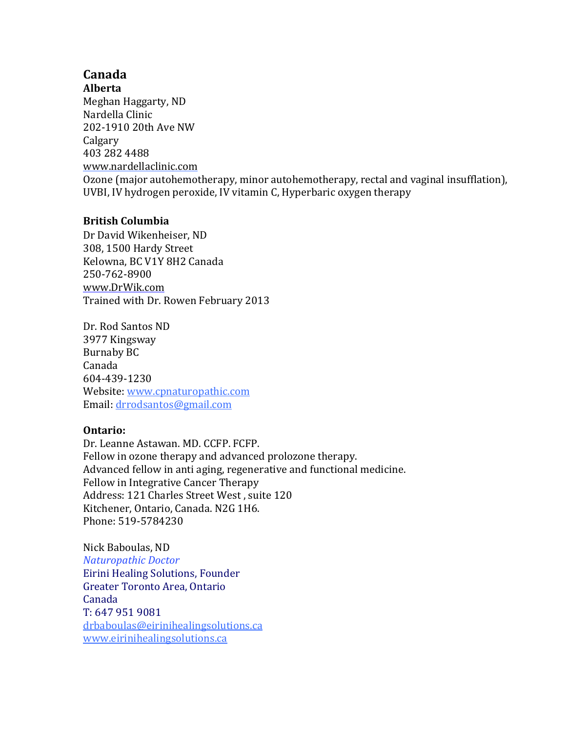## Canada

### Alberta

Meghan Haggarty, ND
Nardella Clinic
202-1910 20th Ave NW
Calgary
403 282 4488
www.nardellaclinic.com
Ozone (major autohemotherapy, minor autohemotherapy, rectal and vaginal insufflation), UVBI, IV hydrogen peroxide, IV vitamin C, Hyperbaric oxygen therapy

### British Columbia

Dr David Wikenheiser, ND
308, 1500 Hardy Street
Kelowna, BC V1Y 8H2 Canada
250-762-8900
www.DrWik.com
Trained with Dr. Rowen February 2013

Dr. Rod Santos ND
3977 Kingsway
Burnaby BC
Canada
604-439-1230
Website: www.cpnaturopathic.com
Email: drrodsantos@gmail.com

### Ontario:

Dr. Leanne Astawan. MD. CCFP. FCFP.
Fellow in ozone therapy and advanced prolozone therapy.
Advanced fellow in anti aging, regenerative and functional medicine.
Fellow in Integrative Cancer Therapy
Address: 121 Charles Street West , suite 120
Kitchener, Ontario, Canada. N2G 1H6.
Phone: 519-5784230

Nick Baboulas, ND
*Naturopathic Doctor*
Eirini Healing Solutions, Founder
Greater Toronto Area, Ontario
Canada
T: 647 951 9081
drbaboulas@eirinihealingsolutions.ca
www.eirinihealingsolutions.ca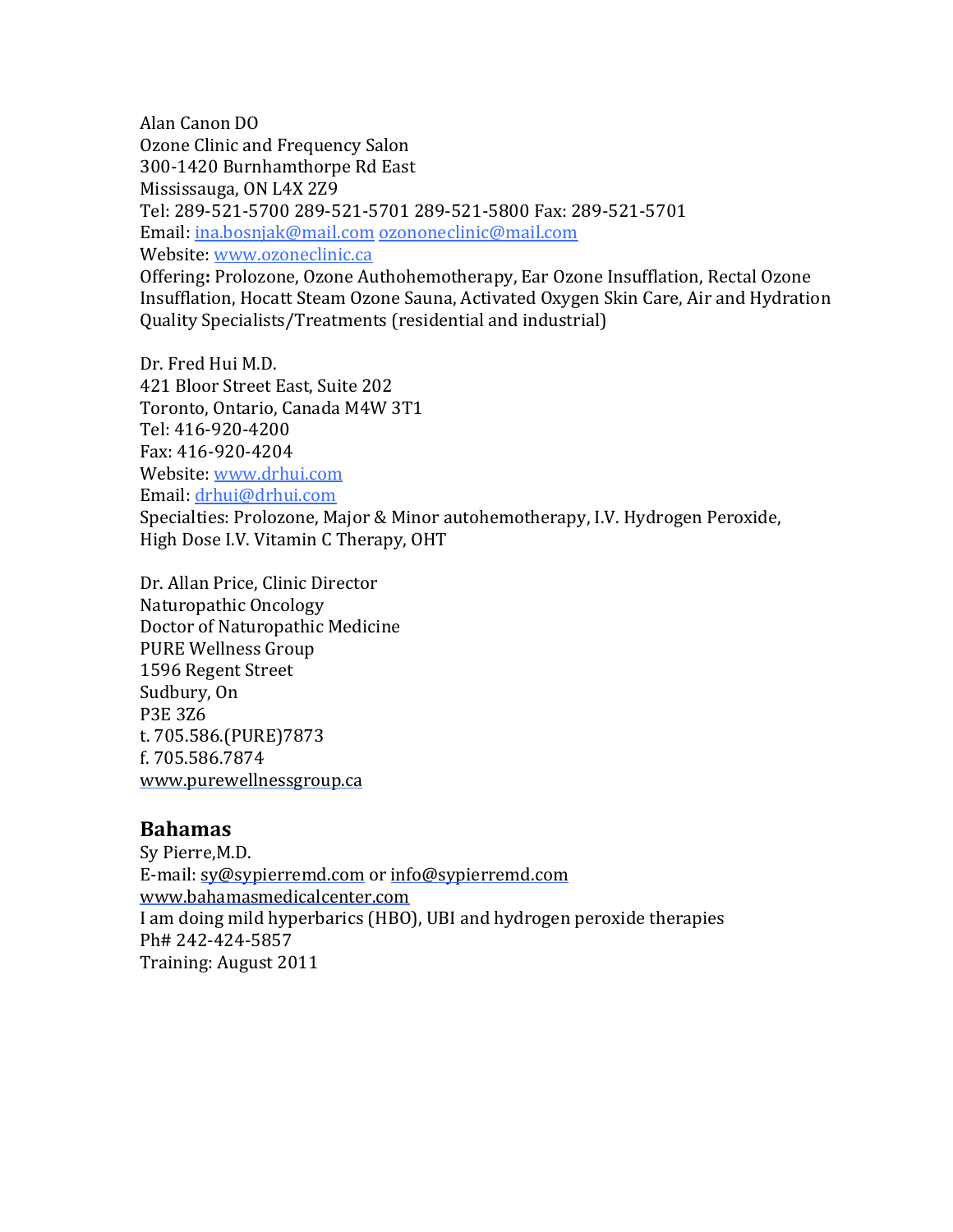Alan Canon DO
Ozone Clinic and Frequency Salon
300-1420 Burnhamthorpe Rd East
Mississauga, ON L4X 2Z9
Tel: 289-521-5700 289-521-5701 289-521-5800 Fax: 289-521-5701
Email: ina.bosnjak@mail.com ozononeclinic@mail.com
Website: www.ozoneclinic.ca
Offering**:** Prolozone, Ozone Authohemotherapy, Ear Ozone Insufflation, Rectal Ozone Insufflation, Hocatt Steam Ozone Sauna, Activated Oxygen Skin Care, Air and Hydration Quality Specialists/Treatments (residential and industrial)

Dr. Fred Hui M.D.
421 Bloor Street East, Suite 202
Toronto, Ontario, Canada M4W 3T1
Tel: 416-920-4200
Fax: 416-920-4204
Website: www.drhui.com
Email: drhui@drhui.com
Specialties: Prolozone, Major & Minor autohemotherapy, I.V. Hydrogen Peroxide, High Dose I.V. Vitamin C Therapy, OHT

Dr. Allan Price, Clinic Director
Naturopathic Oncology
Doctor of Naturopathic Medicine
PURE Wellness Group
1596 Regent Street
Sudbury, On
P3E 3Z6
t. 705.586.(PURE)7873
f. 705.586.7874
www.purewellnessgroup.ca

## Bahamas

Sy Pierre,M.D.
E-mail: sy@sypierremd.com or info@sypierremd.com
www.bahamasmedicalcenter.com
I am doing mild hyperbarics (HBO), UBI and hydrogen peroxide therapies
Ph# 242-424-5857
Training: August 2011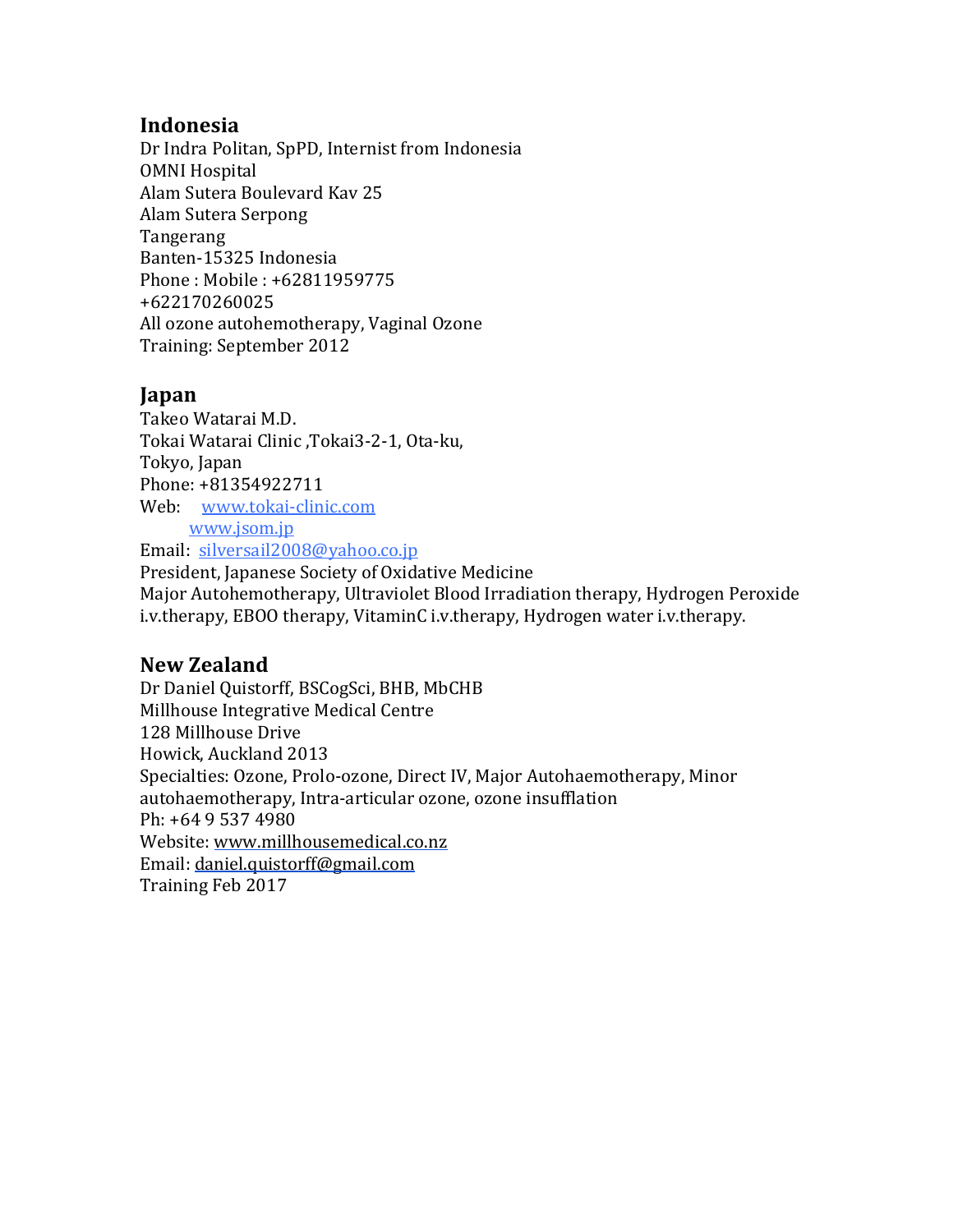## Indonesia

Dr Indra Politan, SpPD, Internist from Indonesia
OMNI Hospital
Alam Sutera Boulevard Kav 25
Alam Sutera Serpong
Tangerang
Banten-15325 Indonesia
Phone : Mobile : +62811959775
+622170260025
All ozone autohemotherapy, Vaginal Ozone
Training: September 2012

## Japan

Takeo Watarai M.D.
Tokai Watarai Clinic ,Tokai3-2-1, Ota-ku,
Tokyo, Japan
Phone: +81354922711
Web: www.tokai-clinic.com
www.jsom.jp
Email: silversail2008@yahoo.co.jp
President, Japanese Society of Oxidative Medicine
Major Autohemotherapy, Ultraviolet Blood Irradiation therapy, Hydrogen Peroxide i.v.therapy, EBOO therapy, VitaminC i.v.therapy, Hydrogen water i.v.therapy.

## New Zealand

Dr Daniel Quistorff, BSCogSci, BHB, MbCHB
Millhouse Integrative Medical Centre
128 Millhouse Drive
Howick, Auckland 2013
Specialties: Ozone, Prolo-ozone, Direct IV, Major Autohaemotherapy, Minor autohaemotherapy, Intra-articular ozone, ozone insufflation
Ph: +64 9 537 4980
Website: www.millhousemedical.co.nz
Email: daniel.quistorff@gmail.com
Training Feb 2017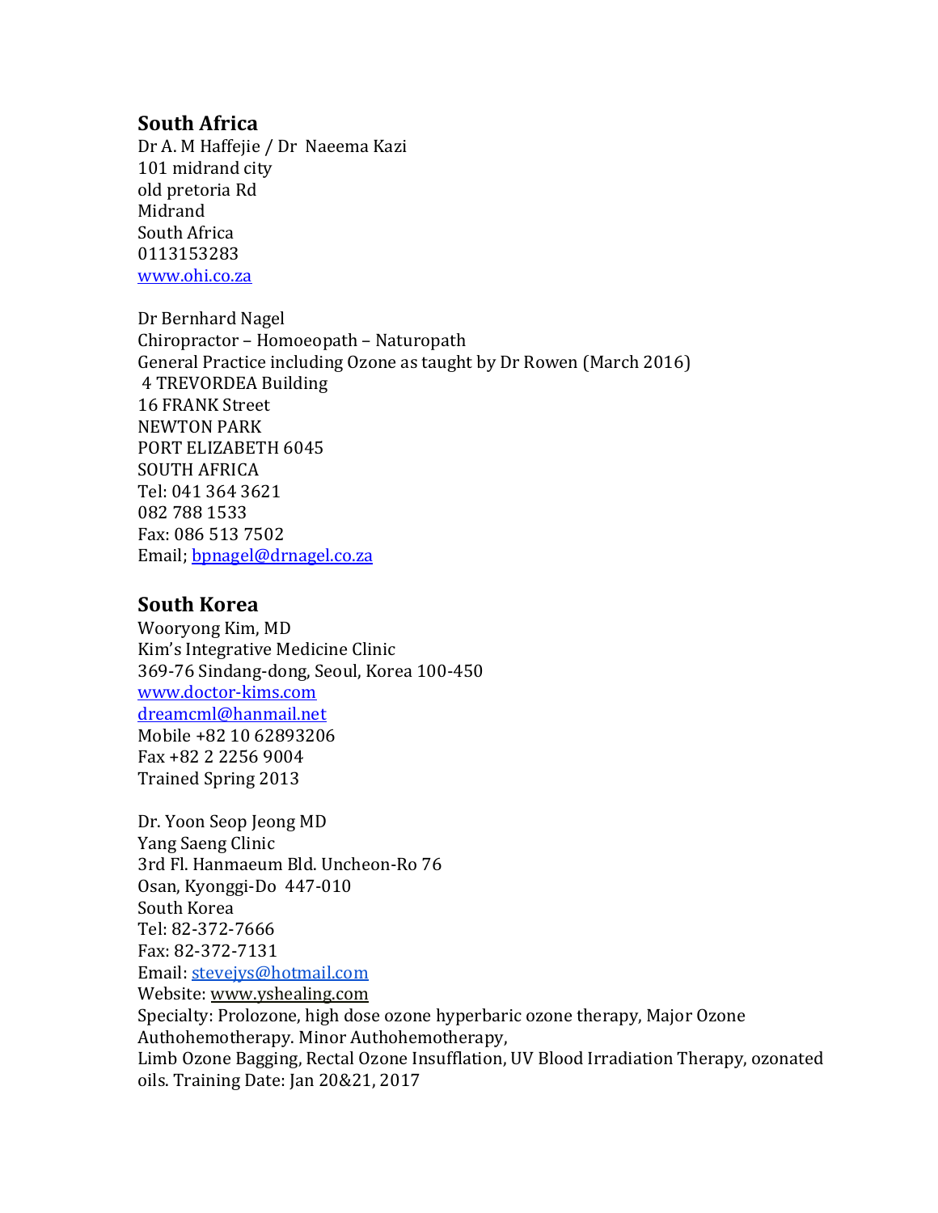## South Africa

Dr A. M Haffejie / Dr Naeema Kazi
101 midrand city
old pretoria Rd
Midrand
South Africa
0113153283
www.ohi.co.za

Dr Bernhard Nagel
Chiropractor – Homoeopath – Naturopath
General Practice including Ozone as taught by Dr Rowen (March 2016)
4 TREVORDEA Building
16 FRANK Street
NEWTON PARK
PORT ELIZABETH 6045
SOUTH AFRICA
Tel: 041 364 3621
082 788 1533
Fax: 086 513 7502
Email; bpnagel@drnagel.co.za

## South Korea

Wooryong Kim, MD
Kim's Integrative Medicine Clinic
369-76 Sindang-dong, Seoul, Korea 100-450
www.doctor-kims.com
dreamcml@hanmail.net
Mobile +82 10 62893206
Fax +82 2 2256 9004
Trained Spring 2013

Dr. Yoon Seop Jeong MD
Yang Saeng Clinic
3rd Fl. Hanmaeum Bld. Uncheon-Ro 76
Osan, Kyonggi-Do 447-010
South Korea
Tel: 82-372-7666
Fax: 82-372-7131
Email: stevejys@hotmail.com
Website: www.yshealing.com
Specialty: Prolozone, high dose ozone hyperbaric ozone therapy, Major Ozone Authohemotherapy. Minor Authohemotherapy,
Limb Ozone Bagging, Rectal Ozone Insufflation, UV Blood Irradiation Therapy, ozonated oils. Training Date: Jan 20&21, 2017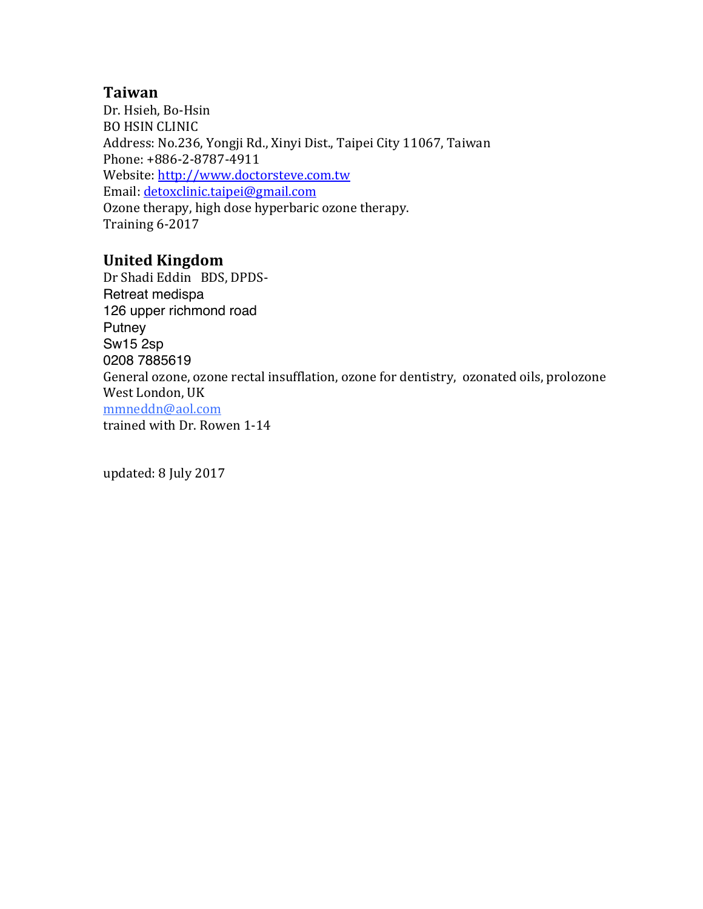## Taiwan

Dr. Hsieh, Bo-Hsin
BO HSIN CLINIC
Address: No.236, Yongji Rd., Xinyi Dist., Taipei City 11067, Taiwan
Phone: +886-2-8787-4911
Website: http://www.doctorsteve.com.tw
Email: detoxclinic.taipei@gmail.com
Ozone therapy, high dose hyperbaric ozone therapy.
Training 6-2017

## United Kingdom

Dr Shadi Eddin BDS, DPDS-
Retreat medispa
126 upper richmond road
Putney
Sw15 2sp
0208 7885619
General ozone, ozone rectal insufflation, ozone for dentistry, ozonated oils, prolozone
West London, UK
mmneddn@aol.com
trained with Dr. Rowen 1-14

updated: 8 July 2017